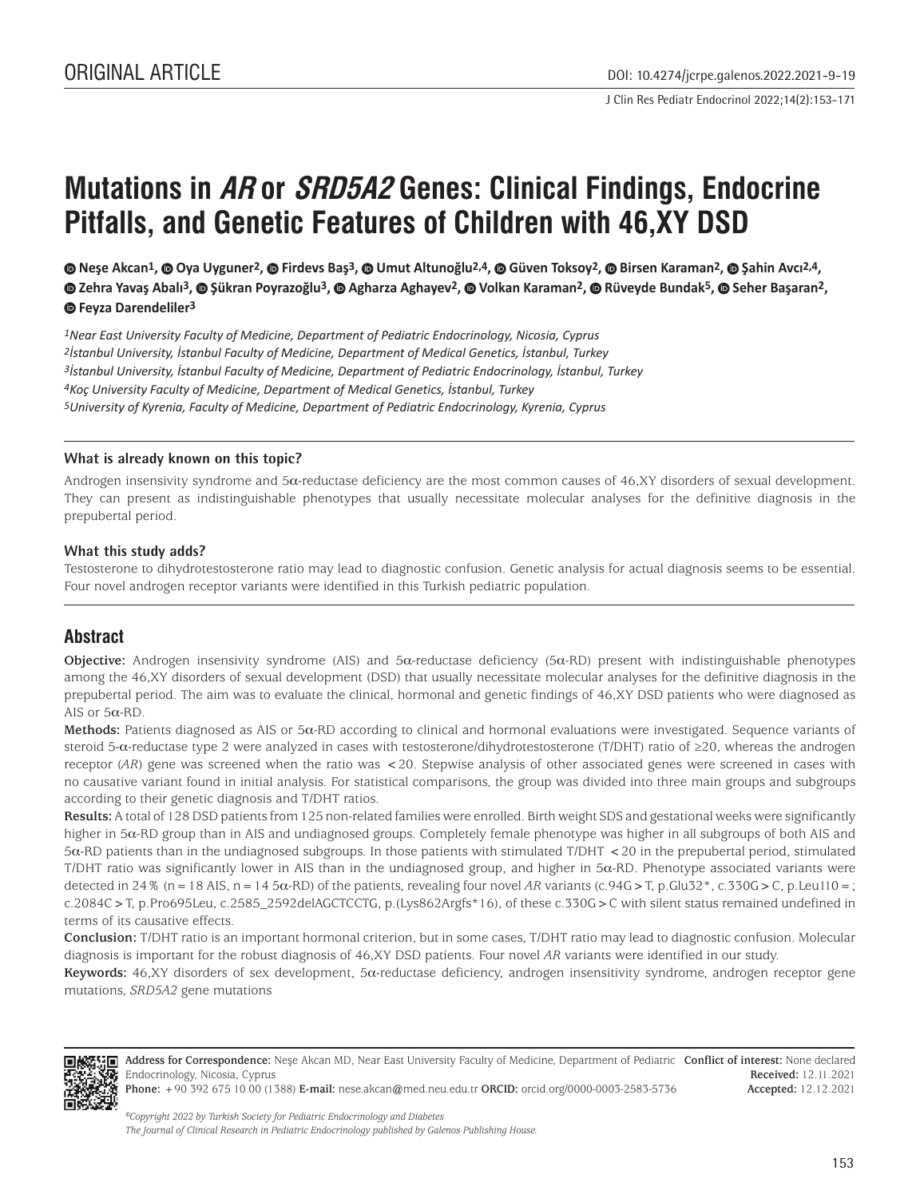ORIGINAL ARTICLE

DOI: 10.4274/jcrpe.galenos.2022.2021-9-19

# Mutations in *AR* or *SRD5A2* Genes: Clinical Findings, Endocrine Pitfalls, and Genetic Features of Children with 46,XY DSD

**Neşe Akcan[1], Oya Uyguner[2], Firdevs Baş[3], Umut Altunoğlu[2,4], Güven Toksoy[2], Birsen Karaman[2], Şahin Avcı[2,4], Zehra Yavaş Abalı[3], Şükran Poyrazoğlu[3], Agharza Aghayev[2], Volkan Karaman[2], Rüveyde Bundak[5], Seher Başaran[2], Feyza Darendeliler[3]**

*[1]Near East University Faculty of Medicine, Department of Pediatric Endocrinology, Nicosia, Cyprus*
*[2]İstanbul University, İstanbul Faculty of Medicine, Department of Medical Genetics, İstanbul, Turkey*
*[3]İstanbul University, İstanbul Faculty of Medicine, Department of Pediatric Endocrinology, İstanbul, Turkey*
*[4]Koç University Faculty of Medicine, Department of Medical Genetics, İstanbul, Turkey*
*[5]University of Kyrenia, Faculty of Medicine, Department of Pediatric Endocrinology, Kyrenia, Cyprus*

### What is already known on this topic?

Androgen insensivity syndrome and 5α-reductase deficiency are the most common causes of 46,XY disorders of sexual development. They can present as indistinguishable phenotypes that usually necessitate molecular analyses for the definitive diagnosis in the prepubertal period.

### What this study adds?

Testosterone to dihydrotestosterone ratio may lead to diagnostic confusion. Genetic analysis for actual diagnosis seems to be essential. Four novel androgen receptor variants were identified in this Turkish pediatric population.

## Abstract

**Objective:** Androgen insensivity syndrome (AIS) and 5α-reductase deficiency (5α-RD) present with indistinguishable phenotypes among the 46,XY disorders of sexual development (DSD) that usually necessitate molecular analyses for the definitive diagnosis in the prepubertal period. The aim was to evaluate the clinical, hormonal and genetic findings of 46,XY DSD patients who were diagnosed as AIS or 5α-RD.

**Methods:** Patients diagnosed as AIS or 5α-RD according to clinical and hormonal evaluations were investigated. Sequence variants of steroid 5-α-reductase type 2 were analyzed in cases with testosterone/dihydrotestosterone (T/DHT) ratio of ≥20, whereas the androgen receptor (*AR*) gene was screened when the ratio was <20. Stepwise analysis of other associated genes were screened in cases with no causative variant found in initial analysis. For statistical comparisons, the group was divided into three main groups and subgroups according to their genetic diagnosis and T/DHT ratios.

**Results:** A total of 128 DSD patients from 125 non-related families were enrolled. Birth weight SDS and gestational weeks were significantly higher in 5α-RD group than in AIS and undiagnosed groups. Completely female phenotype was higher in all subgroups of both AIS and 5α-RD patients than in the undiagnosed subgroups. In those patients with stimulated T/DHT <20 in the prepubertal period, stimulated T/DHT ratio was significantly lower in AIS than in the undiagnosed group, and higher in 5α-RD. Phenotype associated variants were detected in 24% (n=18 AIS, n=14 5α-RD) of the patients, revealing four novel *AR* variants (c.94G>T, p.Glu32*, c.330G>C, p.Leu110=; c.2084C>T, p.Pro695Leu, c.2585_2592delAGCTCCTG, p.(Lys862Argfs*16), of these c.330G>C with silent status remained undefined in terms of its causative effects.

**Conclusion:** T/DHT ratio is an important hormonal criterion, but in some cases, T/DHT ratio may lead to diagnostic confusion. Molecular diagnosis is important for the robust diagnosis of 46,XY DSD patients. Four novel *AR* variants were identified in our study.

**Keywords:** 46,XY disorders of sex development, 5α-reductase deficiency, androgen insensitivity syndrome, androgen receptor gene mutations, *SRD5A2* gene mutations

**Address for Correspondence:** Neşe Akcan MD, Near East University Faculty of Medicine, Department of Pediatric Endocrinology, Nicosia, Cyprus
**Phone:** +90 392 675 10 00 (1388) **E-mail:** nese.akcan@med.neu.edu.tr **ORCID:** orcid.org/0000-0003-2583-5736

**Conflict of interest:** None declared
**Received:** 12.11.2021
**Accepted:** 12.12.2021

*©Copyright 2022 by Turkish Society for Pediatric Endocrinology and Diabetes*
*The Journal of Clinical Research in Pediatric Endocrinology published by Galenos Publishing House.*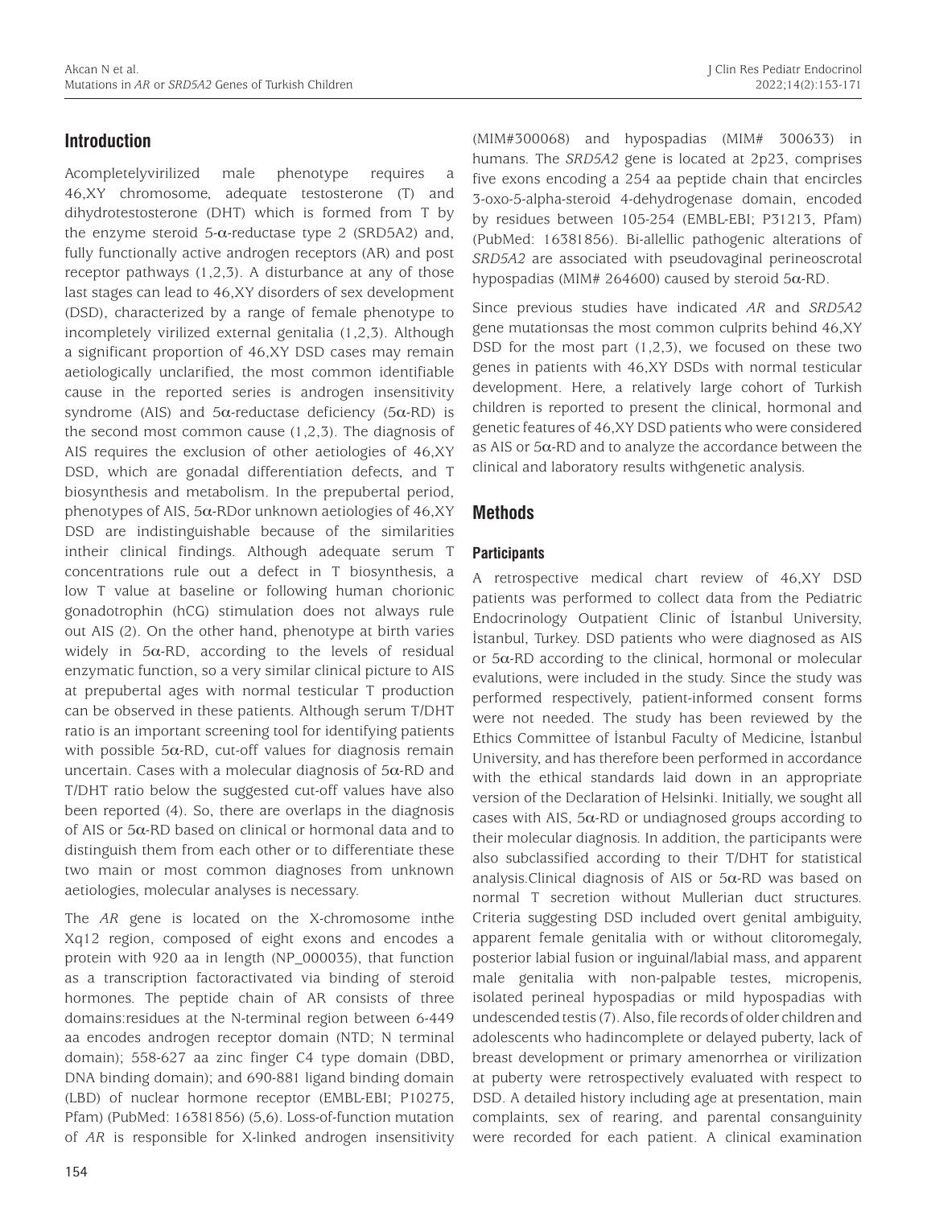## Introduction

Acompletelyvirilized male phenotype requires a 46,XY chromosome, adequate testosterone (T) and dihydrotestosterone (DHT) which is formed from T by the enzyme steroid 5-α-reductase type 2 (SRD5A2) and, fully functionally active androgen receptors (AR) and post receptor pathways (1,2,3). A disturbance at any of those last stages can lead to 46,XY disorders of sex development (DSD), characterized by a range of female phenotype to incompletely virilized external genitalia (1,2,3). Although a significant proportion of 46,XY DSD cases may remain aetiologically unclarified, the most common identifiable cause in the reported series is androgen insensitivity syndrome (AIS) and 5α-reductase deficiency (5α-RD) is the second most common cause (1,2,3). The diagnosis of AIS requires the exclusion of other aetiologies of 46,XY DSD, which are gonadal differentiation defects, and T biosynthesis and metabolism. In the prepubertal period, phenotypes of AIS, 5α-RDor unknown aetiologies of 46,XY DSD are indistinguishable because of the similarities intheir clinical findings. Although adequate serum T concentrations rule out a defect in T biosynthesis, a low T value at baseline or following human chorionic gonadotrophin (hCG) stimulation does not always rule out AIS (2). On the other hand, phenotype at birth varies widely in 5α-RD, according to the levels of residual enzymatic function, so a very similar clinical picture to AIS at prepubertal ages with normal testicular T production can be observed in these patients. Although serum T/DHT ratio is an important screening tool for identifying patients with possible 5α-RD, cut-off values for diagnosis remain uncertain. Cases with a molecular diagnosis of 5α-RD and T/DHT ratio below the suggested cut-off values have also been reported (4). So, there are overlaps in the diagnosis of AIS or 5α-RD based on clinical or hormonal data and to distinguish them from each other or to differentiate these two main or most common diagnoses from unknown aetiologies, molecular analyses is necessary.

The *AR* gene is located on the X-chromosome inthe Xq12 region, composed of eight exons and encodes a protein with 920 aa in length (NP_000035), that function as a transcription factoractivated via binding of steroid hormones. The peptide chain of AR consists of three domains:residues at the N-terminal region between 6-449 aa encodes androgen receptor domain (NTD; N terminal domain); 558-627 aa zinc finger C4 type domain (DBD, DNA binding domain); and 690-881 ligand binding domain (LBD) of nuclear hormone receptor (EMBL-EBI; P10275, Pfam) (PubMed: 16381856) (5,6). Loss-of-function mutation of *AR* is responsible for X-linked androgen insensitivity (MIM#300068) and hypospadias (MIM# 300633) in humans. The *SRD5A2* gene is located at 2p23, comprises five exons encoding a 254 aa peptide chain that encircles 3-oxo-5-alpha-steroid 4-dehydrogenase domain, encoded by residues between 105-254 (EMBL-EBI; P31213, Pfam) (PubMed: 16381856). Bi-allelic pathogenic alterations of *SRD5A2* are associated with pseudovaginal perineoscrotal hypospadias (MIM# 264600) caused by steroid 5α-RD.

Since previous studies have indicated *AR* and *SRD5A2* gene mutationsas the most common culprits behind 46,XY DSD for the most part (1,2,3), we focused on these two genes in patients with 46,XY DSDs with normal testicular development. Here, a relatively large cohort of Turkish children is reported to present the clinical, hormonal and genetic features of 46,XY DSD patients who were considered as AIS or 5α-RD and to analyze the accordance between the clinical and laboratory results withgenetic analysis.

## Methods

### Participants

A retrospective medical chart review of 46,XY DSD patients was performed to collect data from the Pediatric Endocrinology Outpatient Clinic of İstanbul University, İstanbul, Turkey. DSD patients who were diagnosed as AIS or 5α-RD according to the clinical, hormonal or molecular evalutions, were included in the study. Since the study was performed respectively, patient-informed consent forms were not needed. The study has been reviewed by the Ethics Committee of İstanbul Faculty of Medicine, İstanbul University, and has therefore been performed in accordance with the ethical standards laid down in an appropriate version of the Declaration of Helsinki. Initially, we sought all cases with AIS, 5α-RD or undiagnosed groups according to their molecular diagnosis. In addition, the participants were also subclassified according to their T/DHT for statistical analysis.Clinical diagnosis of AIS or 5α-RD was based on normal T secretion without Mullerian duct structures. Criteria suggesting DSD included overt genital ambiguity, apparent female genitalia with or without clitoromegaly, posterior labial fusion or inguinal/labial mass, and apparent male genitalia with non-palpable testes, micropenis, isolated perineal hypospadias or mild hypospadias with undescended testis (7). Also, file records of older children and adolescents who hadincomplete or delayed puberty, lack of breast development or primary amenorrhea or virilization at puberty were retrospectively evaluated with respect to DSD. A detailed history including age at presentation, main complaints, sex of rearing, and parental consanguinity were recorded for each patient. A clinical examination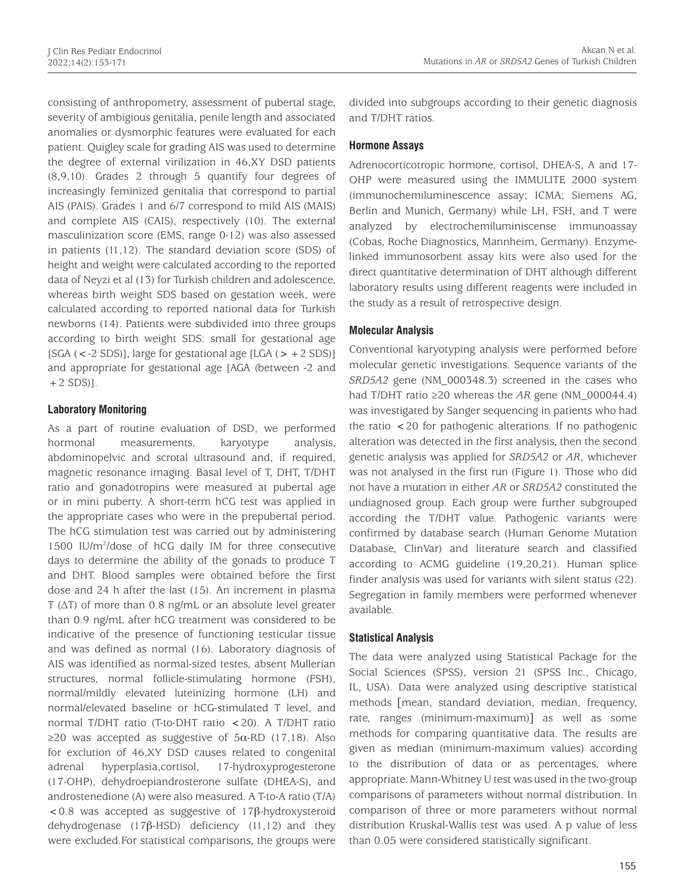consisting of anthropometry, assessment of pubertal stage, severity of ambigious genitalia, penile length and associated anomalies or dysmorphic features were evaluated for each patient. Quigley scale for grading AIS was used to determine the degree of external virilization in 46,XY DSD patients (8,9,10). Grades 2 through 5 quantify four degrees of increasingly feminized genitalia that correspond to partial AIS (PAIS). Grades 1 and 6/7 correspond to mild AIS (MAIS) and complete AIS (CAIS), respectively (10). The external masculinization score (EMS, range 0-12) was also assessed in patients (11,12). The standard deviation score (SDS) of height and weight were calculated according to the reported data of Neyzi et al (13) for Turkish children and adolescence, whereas birth weight SDS based on gestation week, were calculated according to reported national data for Turkish newborns (14). Patients were subdivided into three groups according to birth weight SDS: small for gestational age [SGA (<-2 SDS)], large for gestational age [LGA (>+2 SDS)] and appropriate for gestational age [AGA (between -2 and +2 SDS)].

### Laboratory Monitoring

As a part of routine evaluation of DSD, we performed hormonal measurements, karyotype analysis, abdominopelvic and scrotal ultrasound and, if required, magnetic resonance imaging. Basal level of T, DHT, T/DHT ratio and gonadotropins were measured at pubertal age or in mini puberty. A short-term hCG test was applied in the appropriate cases who were in the prepubertal period. The hCG stimulation test was carried out by administering 1500 IU/m$^2$/dose of hCG daily IM for three consecutive days to determine the ability of the gonads to produce T and DHT. Blood samples were obtained before the first dose and 24 h after the last (15). An increment in plasma T ($\Delta$T) of more than 0.8 ng/mL or an absolute level greater than 0.9 ng/mL after hCG treatment was considered to be indicative of the presence of functioning testicular tissue and was defined as normal (16). Laboratory diagnosis of AIS was identified as normal-sized testes, absent Mullerian structures, normal follicle-stimulating hormone (FSH), normal/mildly elevated luteinizing hormone (LH) and normal/elevated baseline or hCG-stimulated T level, and normal T/DHT ratio (T-to-DHT ratio <20). A T/DHT ratio ≥20 was accepted as suggestive of 5$\alpha$-RD (17,18). Also for exclution of 46,XY DSD causes related to congenital adrenal hyperplasia,cortisol, 17-hydroxyprogesterone (17-OHP), dehydroepiandrosterone sulfate (DHEA-S), and androstenedione (A) were also measured. A T-to-A ratio (T/A) <0.8 was accepted as suggestive of 17$\beta$-hydroxysteroid dehydrogenase (17$\beta$-HSD) deficiency (11,12) and they were excluded.For statistical comparisons, the groups were divided into subgroups according to their genetic diagnosis and T/DHT ratios.

### Hormone Assays

Adrenocorticotropic hormone, cortisol, DHEA-S, A and 17-OHP were measured using the IMMULITE 2000 system (immunochemiluminescence assay; ICMA; Siemens AG, Berlin and Munich, Germany) while LH, FSH, and T were analyzed by electrochemiluminiscense immunoassay (Cobas, Roche Diagnostics, Mannheim, Germany). Enzyme-linked immunosorbent assay kits were also used for the direct quantitative determination of DHT although different laboratory results using different reagents were included in the study as a result of retrospective design.

### Molecular Analysis

Conventional karyotyping analysis were performed before molecular genetic investigations. Sequence variants of the *SRD5A2* gene (NM_000348.3) screened in the cases who had T/DHT ratio ≥20 whereas the *AR* gene (NM_000044.4) was investigated by Sanger sequencing in patients who had the ratio <20 for pathogenic alterations. If no pathogenic alteration was detected in the first analysis, then the second genetic analysis was applied for *SRD5A2* or *AR*, whichever was not analysed in the first run (Figure 1). Those who did not have a mutation in either *AR* or *SRD5A2* constituted the undiagnosed group. Each group were further subgrouped according the T/DHT value. Pathogenic variants were confirmed by database search (Human Genome Mutation Database, ClinVar) and literature search and classified according to ACMG guideline (19,20,21). Human splice finder analysis was used for variants with silent status (22). Segregation in family members were performed whenever available.

### Statistical Analysis

The data were analyzed using Statistical Package for the Social Sciences (SPSS), version 21 (SPSS Inc., Chicago, IL, USA). Data were analyzed using descriptive statistical methods [mean, standard deviation, median, frequency, rate, ranges (minimum-maximum)] as well as some methods for comparing quantitative data. The results are given as median (minimum-maximum values) according to the distribution of data or as percentages, where appropriate. Mann-Whitney U test was used in the two-group comparisons of parameters without normal distribution. In comparison of three or more parameters without normal distribution Kruskal-Wallis test was used. A p value of less than 0.05 were considered statistically significant.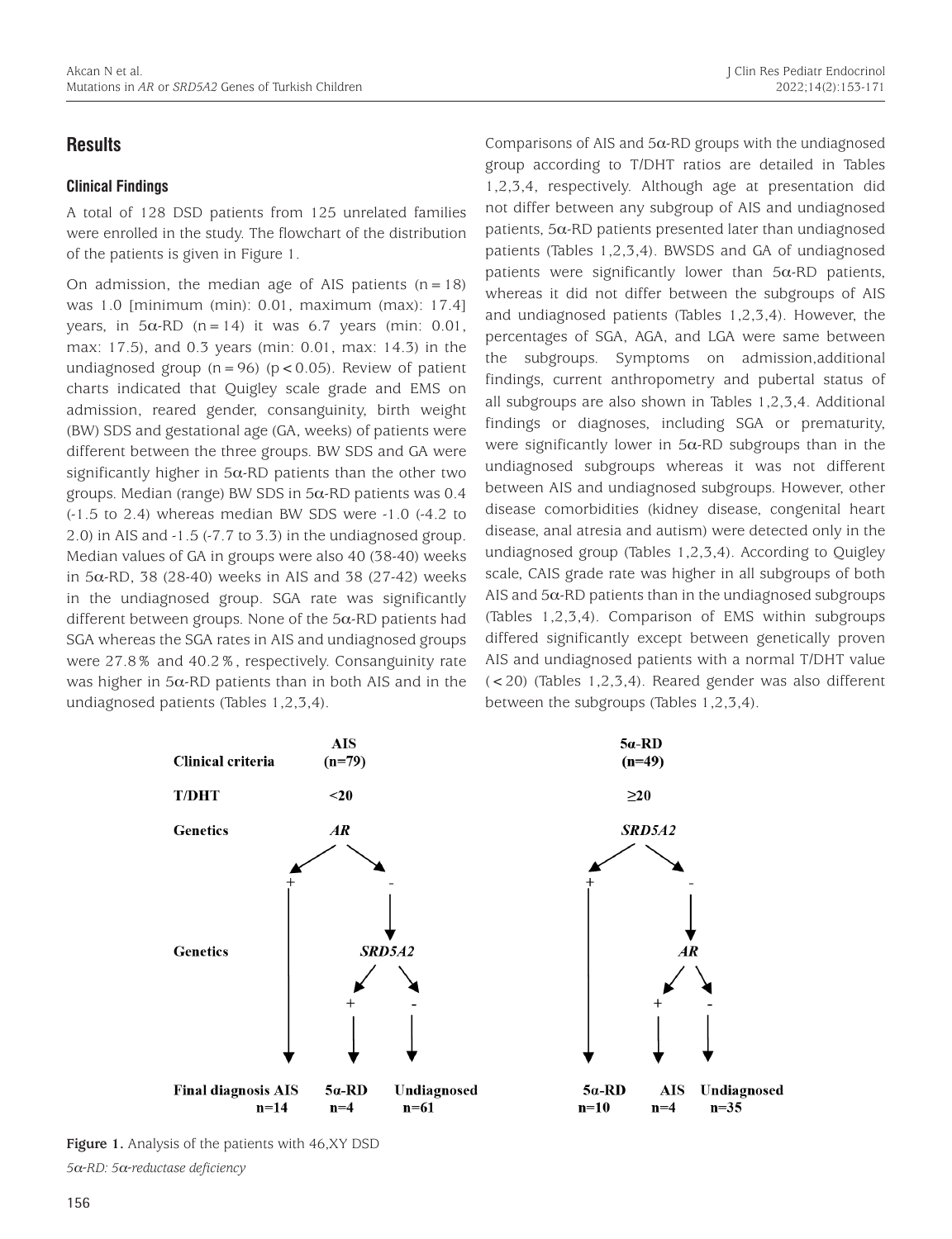## Results

### Clinical Findings

A total of 128 DSD patients from 125 unrelated families were enrolled in the study. The flowchart of the distribution of the patients is given in Figure 1.

On admission, the median age of AIS patients (n = 18) was 1.0 [minimum (min): 0.01, maximum (max): 17.4] years, in 5α-RD (n = 14) it was 6.7 years (min: 0.01, max: 17.5), and 0.3 years (min: 0.01, max: 14.3) in the undiagnosed group (n = 96) ($p < 0.05$). Review of patient charts indicated that Quigley scale grade and EMS on admission, reared gender, consanguinity, birth weight (BW) SDS and gestational age (GA, weeks) of patients were different between the three groups. BW SDS and GA were significantly higher in 5α-RD patients than the other two groups. Median (range) BW SDS in 5α-RD patients was 0.4 (-1.5 to 2.4) whereas median BW SDS were -1.0 (-4.2 to 2.0) in AIS and -1.5 (-7.7 to 3.3) in the undiagnosed group. Median values of GA in groups were also 40 (38-40) weeks in 5α-RD, 38 (28-40) weeks in AIS and 38 (27-42) weeks in the undiagnosed group. SGA rate was significantly different between groups. None of the 5α-RD patients had SGA whereas the SGA rates in AIS and undiagnosed groups were 27.8% and 40.2%, respectively. Consanguinity rate was higher in 5α-RD patients than in both AIS and in the undiagnosed patients (Tables 1,2,3,4).

Comparisons of AIS and 5α-RD groups with the undiagnosed group according to T/DHT ratios are detailed in Tables 1,2,3,4, respectively. Although age at presentation did not differ between any subgroup of AIS and undiagnosed patients, 5α-RD patients presented later than undiagnosed patients (Tables 1,2,3,4). BWSDS and GA of undiagnosed patients were significantly lower than 5α-RD patients, whereas it did not differ between the subgroups of AIS and undiagnosed patients (Tables 1,2,3,4). However, the percentages of SGA, AGA, and LGA were same between the subgroups. Symptoms on admission,additional findings, current anthropometry and pubertal status of all subgroups are also shown in Tables 1,2,3,4. Additional findings or diagnoses, including SGA or prematurity, were significantly lower in 5α-RD subgroups than in the undiagnosed subgroups whereas it was not different between AIS and undiagnosed subgroups. However, other disease comorbidities (kidney disease, congenital heart disease, anal atresia and autism) were detected only in the undiagnosed group (Tables 1,2,3,4). According to Quigley scale, CAIS grade rate was higher in all subgroups of both AIS and 5α-RD patients than in the undiagnosed subgroups (Tables 1,2,3,4). Comparison of EMS within subgroups differed significantly except between genetically proven AIS and undiagnosed patients with a normal T/DHT value (< 20) (Tables 1,2,3,4). Reared gender was also different between the subgroups (Tables 1,2,3,4).

| | AIS | | | 5α-RD | | |
|---|---|---|---|---|---|---|
| Clinical criteria | (n=79) | | | (n=49) | | |
| T/DHT | <20 | | | ≥20 | | |
| Genetics | *AR* | | | *SRD5A2* | | |
| | + | - | | + | - | |
| Genetics | | *SRD5A2* | | | *AR* | |
| | | + | - | | + | - |
| Final diagnosis | AIS n=14 | 5α-RD n=4 | Undiagnosed n=61 | 5α-RD n=10 | AIS n=4 | Undiagnosed n=35 |

**Figure 1.** Analysis of the patients with 46,XY DSD

*5α-RD: 5α-reductase deficiency*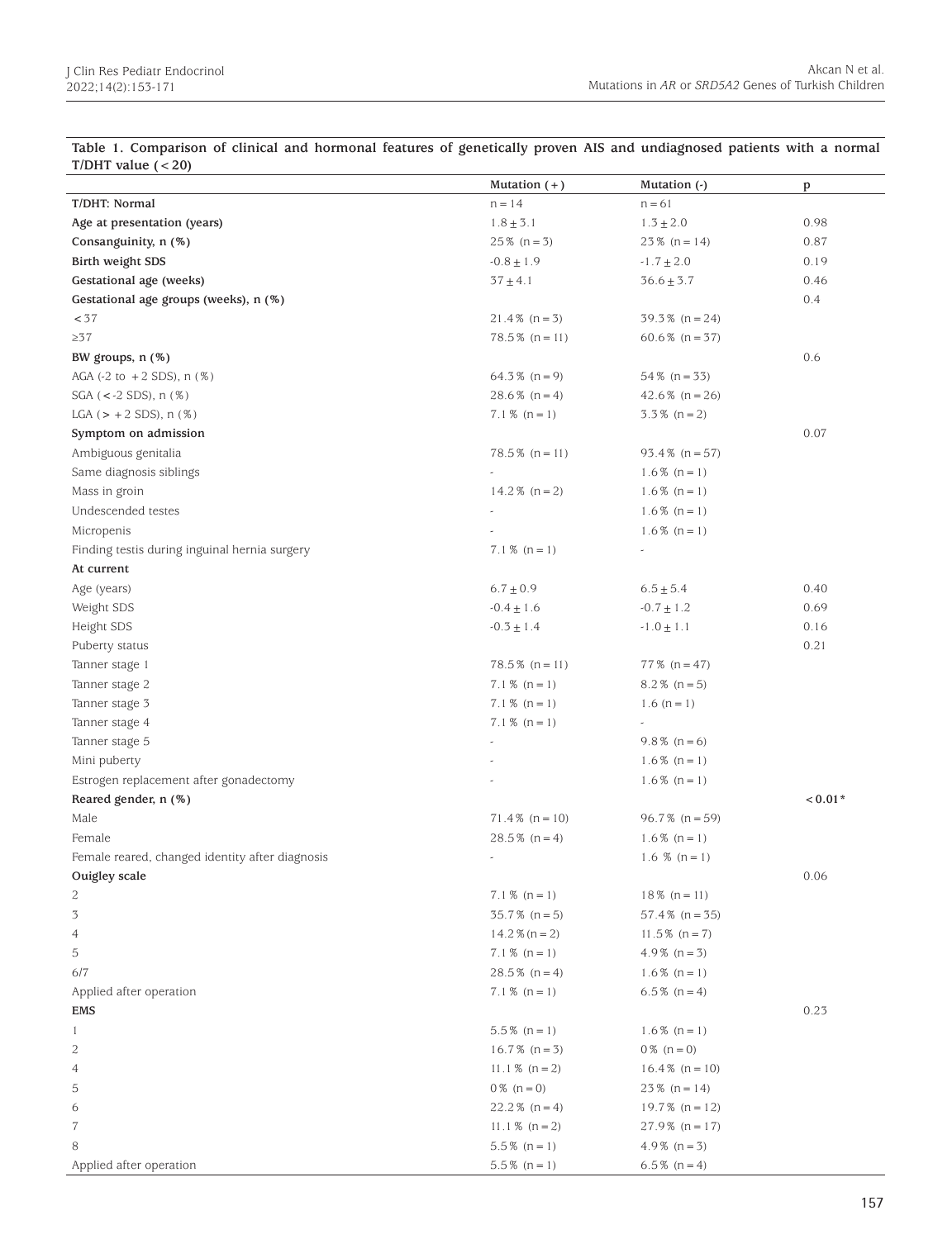**Table 1. Comparison of clinical and hormonal features of genetically proven AIS and undiagnosed patients with a normal T/DHT value (<20)**

| | Mutation (+) | Mutation (-) | p |
|---|---|---|---|
| **T/DHT: Normal** | n = 14 | n = 61 | |
| **Age at presentation (years)** | 1.8 ± 3.1 | 1.3 ± 2.0 | 0.98 |
| **Consanguinity, n (%)** | 25% (n = 3) | 23% (n = 14) | 0.87 |
| **Birth weight SDS** | -0.8 ± 1.9 | -1.7 ± 2.0 | 0.19 |
| **Gestational age (weeks)** | 37 ± 4.1 | 36.6 ± 3.7 | 0.46 |
| **Gestational age groups (weeks), n (%)** | | | 0.4 |
| <37 | 21.4% (n = 3) | 39.3% (n = 24) | |
| ≥37 | 78.5% (n = 11) | 60.6% (n = 37) | |
| **BW groups, n (%)** | | | 0.6 |
| AGA (-2 to +2 SDS), n (%) | 64.3% (n = 9) | 54% (n = 33) | |
| SGA (<-2 SDS), n (%) | 28.6% (n = 4) | 42.6% (n = 26) | |
| LGA (> +2 SDS), n (%) | 7.1% (n = 1) | 3.3% (n = 2) | |
| **Symptom on admission** | | | 0.07 |
| Ambiguous genitalia | 78.5% (n = 11) | 93.4% (n = 57) | |
| Same diagnosis siblings | - | 1.6% (n = 1) | |
| Mass in groin | 14.2% (n = 2) | 1.6% (n = 1) | |
| Undescended testes | - | 1.6% (n = 1) | |
| Micropenis | - | 1.6% (n = 1) | |
| Finding testis during inguinal hernia surgery | 7.1% (n = 1) | - | |
| **At current** | | | |
| Age (years) | 6.7 ± 0.9 | 6.5 ± 5.4 | 0.40 |
| Weight SDS | -0.4 ± 1.6 | -0.7 ± 1.2 | 0.69 |
| Height SDS | -0.3 ± 1.4 | -1.0 ± 1.1 | 0.16 |
| Puberty status | | | 0.21 |
| Tanner stage 1 | 78.5% (n = 11) | 77% (n = 47) | |
| Tanner stage 2 | 7.1% (n = 1) | 8.2% (n = 5) | |
| Tanner stage 3 | 7.1% (n = 1) | 1.6 (n = 1) | |
| Tanner stage 4 | 7.1% (n = 1) | - | |
| Tanner stage 5 | - | 9.8% (n = 6) | |
| Mini puberty | - | 1.6% (n = 1) | |
| Estrogen replacement after gonadectomy | - | 1.6% (n = 1) | |
| **Reared gender, n (%)** | | | **<0.01*** |
| Male | 71.4% (n = 10) | 96.7% (n = 59) | |
| Female | 28.5% (n = 4) | 1.6% (n = 1) | |
| Female reared, changed identity after diagnosis | - | 1.6 % (n = 1) | |
| **Ouigley scale** | | | 0.06 |
| 2 | 7.1% (n = 1) | 18% (n = 11) | |
| 3 | 35.7% (n = 5) | 57.4% (n = 35) | |
| 4 | 14.2% (n = 2) | 11.5% (n = 7) | |
| 5 | 7.1% (n = 1) | 4.9% (n = 3) | |
| 6/7 | 28.5% (n = 4) | 1.6% (n = 1) | |
| Applied after operation | 7.1% (n = 1) | 6.5% (n = 4) | |
| **EMS** | | | 0.23 |
| 1 | 5.5% (n = 1) | 1.6% (n = 1) | |
| 2 | 16.7% (n = 3) | 0% (n = 0) | |
| 4 | 11.1% (n = 2) | 16.4% (n = 10) | |
| 5 | 0% (n = 0) | 23% (n = 14) | |
| 6 | 22.2% (n = 4) | 19.7% (n = 12) | |
| 7 | 11.1% (n = 2) | 27.9% (n = 17) | |
| 8 | 5.5% (n = 1) | 4.9% (n = 3) | |
| Applied after operation | 5.5% (n = 1) | 6.5% (n = 4) | |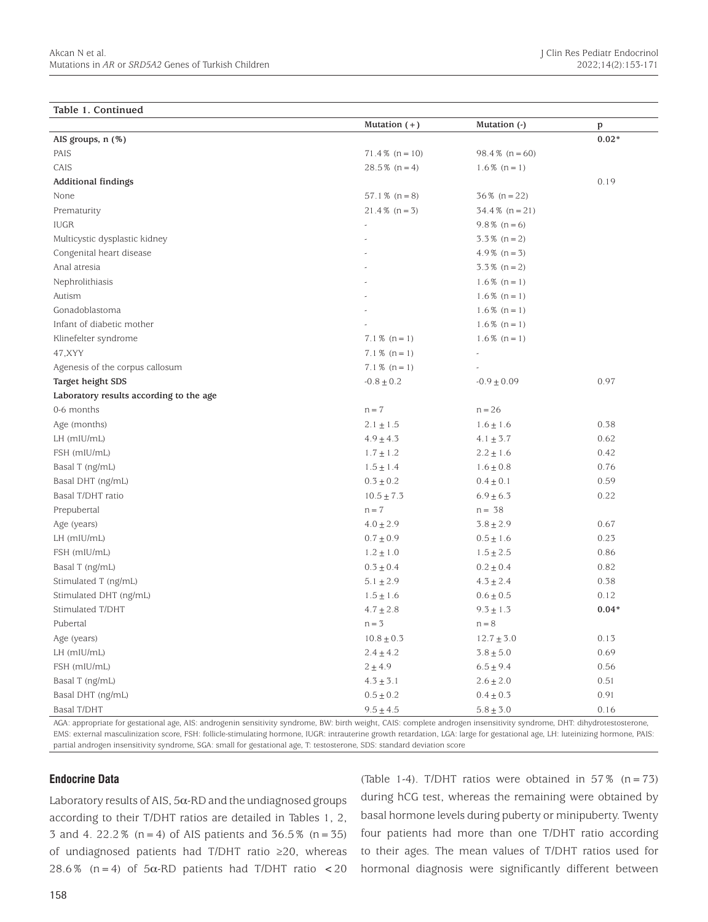**Table 1. Continued**

| | Mutation (+) | Mutation (-) | p |
|---|---|---|---|
| **AIS groups, n (%)** | | | **0.02*** |
| PAIS | 71.4% (n = 10) | 98.4% (n = 60) | |
| CAIS | 28.5% (n = 4) | 1.6% (n = 1) | |
| **Additional findings** | | | 0.19 |
| None | 57.1% (n = 8) | 36% (n = 22) | |
| Prematurity | 21.4% (n = 3) | 34.4% (n = 21) | |
| IUGR | - | 9.8% (n = 6) | |
| Multicystic dysplastic kidney | - | 3.3% (n = 2) | |
| Congenital heart disease | - | 4.9% (n = 3) | |
| Anal atresia | - | 3.3% (n = 2) | |
| Nephrolithiasis | - | 1.6% (n = 1) | |
| Autism | - | 1.6% (n = 1) | |
| Gonadoblastoma | - | 1.6% (n = 1) | |
| Infant of diabetic mother | - | 1.6% (n = 1) | |
| Klinefelter syndrome | 7.1% (n = 1) | 1.6% (n = 1) | |
| 47,XYY | 7.1% (n = 1) | - | |
| Agenesis of the corpus callosum | 7.1% (n = 1) | - | |
| **Target height SDS** | -0.8 ± 0.2 | -0.9 ± 0.09 | 0.97 |
| **Laboratory results according to the age** | | | |
| 0-6 months | n = 7 | n = 26 | |
| Age (months) | 2.1 ± 1.5 | 1.6 ± 1.6 | 0.38 |
| LH (mIU/mL) | 4.9 ± 4.3 | 4.1 ± 3.7 | 0.62 |
| FSH (mIU/mL) | 1.7 ± 1.2 | 2.2 ± 1.6 | 0.42 |
| Basal T (ng/mL) | 1.5 ± 1.4 | 1.6 ± 0.8 | 0.76 |
| Basal DHT (ng/mL) | 0.3 ± 0.2 | 0.4 ± 0.1 | 0.59 |
| Basal T/DHT ratio | 10.5 ± 7.3 | 6.9 ± 6.3 | 0.22 |
| Prepubertal | n = 7 | n = 38 | |
| Age (years) | 4.0 ± 2.9 | 3.8 ± 2.9 | 0.67 |
| LH (mIU/mL) | 0.7 ± 0.9 | 0.5 ± 1.6 | 0.23 |
| FSH (mIU/mL) | 1.2 ± 1.0 | 1.5 ± 2.5 | 0.86 |
| Basal T (ng/mL) | 0.3 ± 0.4 | 0.2 ± 0.4 | 0.82 |
| Stimulated T (ng/mL) | 5.1 ± 2.9 | 4.3 ± 2.4 | 0.38 |
| Stimulated DHT (ng/mL) | 1.5 ± 1.6 | 0.6 ± 0.5 | 0.12 |
| Stimulated T/DHT | 4.7 ± 2.8 | 9.3 ± 1.3 | **0.04*** |
| Pubertal | n = 3 | n = 8 | |
| Age (years) | 10.8 ± 0.3 | 12.7 ± 3.0 | 0.13 |
| LH (mIU/mL) | 2.4 ± 4.2 | 3.8 ± 5.0 | 0.69 |
| FSH (mIU/mL) | 2 ± 4.9 | 6.5 ± 9.4 | 0.56 |
| Basal T (ng/mL) | 4.3 ± 3.1 | 2.6 ± 2.0 | 0.51 |
| Basal DHT (ng/mL) | 0.5 ± 0.2 | 0.4 ± 0.3 | 0.91 |
| Basal T/DHT | 9.5 ± 4.5 | 5.8 ± 3.0 | 0.16 |

AGA: appropriate for gestational age, AIS: androgenin sensitivity syndrome, BW: birth weight, CAIS: complete androgen insensitivity syndrome, DHT: dihydrotestosterone, EMS: external masculinization score, FSH: follicle-stimulating hormone, IUGR: intrauterine growth retardation, LGA: large for gestational age, LH: luteinizing hormone, PAIS: partial androgen insensitivity syndrome, SGA: small for gestational age, T: testosterone, SDS: standard deviation score

### Endocrine Data

Laboratory results of AIS, 5α-RD and the undiagnosed groups according to their T/DHT ratios are detailed in Tables 1, 2, 3 and 4. 22.2% (n = 4) of AIS patients and 36.5% (n = 35) of undiagnosed patients had T/DHT ratio ≥20, whereas 28.6% (n = 4) of 5α-RD patients had T/DHT ratio <20 (Table 1-4). T/DHT ratios were obtained in 57% (n = 73) during hCG test, whereas the remaining were obtained by basal hormone levels during puberty or minipuberty. Twenty four patients had more than one T/DHT ratio according to their ages. The mean values of T/DHT ratios used for hormonal diagnosis were significantly different between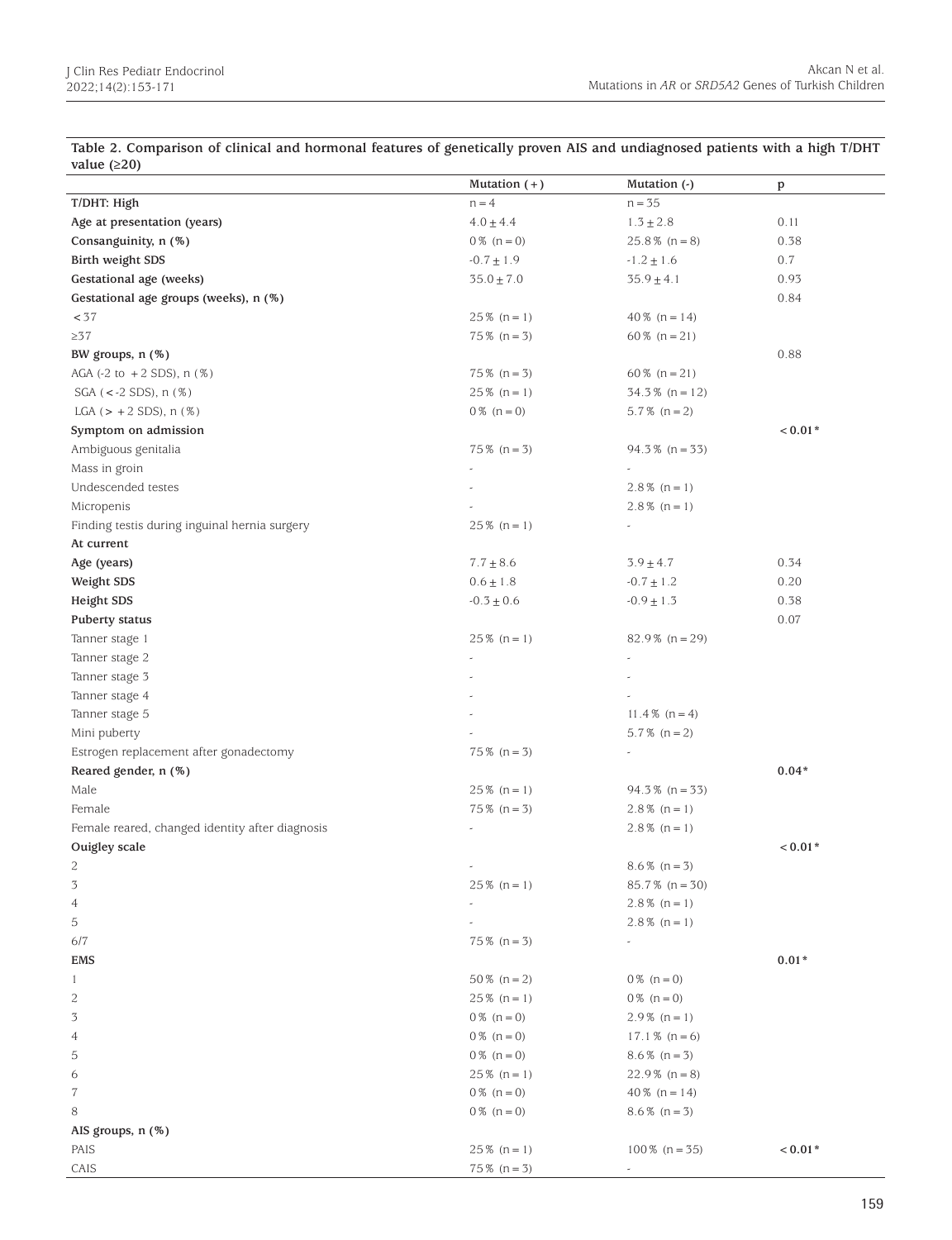**Table 2. Comparison of clinical and hormonal features of genetically proven AIS and undiagnosed patients with a high T/DHT value (≥20)**

| | Mutation (+) | Mutation (-) | p |
|---|---|---|---|
| **T/DHT: High** | n = 4 | n = 35 | |
| **Age at presentation (years)** | 4.0 ± 4.4 | 1.3 ± 2.8 | 0.11 |
| **Consanguinity, n (%)** | 0% (n = 0) | 25.8% (n = 8) | 0.38 |
| **Birth weight SDS** | -0.7 ± 1.9 | -1.2 ± 1.6 | 0.7 |
| **Gestational age (weeks)** | 35.0 ± 7.0 | 35.9 ± 4.1 | 0.93 |
| **Gestational age groups (weeks), n (%)** | | | 0.84 |
| < 37 | 25% (n = 1) | 40% (n = 14) | |
| ≥37 | 75% (n = 3) | 60% (n = 21) | |
| **BW groups, n (%)** | | | 0.88 |
| AGA (-2 to +2 SDS), n (%) | 75% (n = 3) | 60% (n = 21) | |
| SGA (< -2 SDS), n (%) | 25% (n = 1) | 34.3% (n = 12) | |
| LGA (> +2 SDS), n (%) | 0% (n = 0) | 5.7% (n = 2) | |
| **Symptom on admission** | | | **< 0.01*** |
| Ambiguous genitalia | 75% (n = 3) | 94.3% (n = 33) | |
| Mass in groin | - | - | |
| Undescended testes | - | 2.8% (n = 1) | |
| Micropenis | - | 2.8% (n = 1) | |
| Finding testis during inguinal hernia surgery | 25% (n = 1) | - | |
| **At current** | | | |
| **Age (years)** | 7.7 ± 8.6 | 3.9 ± 4.7 | 0.34 |
| **Weight SDS** | 0.6 ± 1.8 | -0.7 ± 1.2 | 0.20 |
| **Height SDS** | -0.3 ± 0.6 | -0.9 ± 1.3 | 0.38 |
| **Puberty status** | | | 0.07 |
| Tanner stage 1 | 25% (n = 1) | 82.9% (n = 29) | |
| Tanner stage 2 | - | - | |
| Tanner stage 3 | - | - | |
| Tanner stage 4 | - | - | |
| Tanner stage 5 | - | 11.4% (n = 4) | |
| Mini puberty | - | 5.7% (n = 2) | |
| Estrogen replacement after gonadectomy | 75% (n = 3) | - | |
| **Reared gender, n (%)** | | | **0.04*** |
| Male | 25% (n = 1) | 94.3% (n = 33) | |
| Female | 75% (n = 3) | 2.8% (n = 1) | |
| Female reared, changed identity after diagnosis | - | 2.8% (n = 1) | |
| **Quigley scale** | | | **< 0.01*** |
| 2 | - | 8.6% (n = 3) | |
| 3 | 25% (n = 1) | 85.7% (n = 30) | |
| 4 | - | 2.8% (n = 1) | |
| 5 | - | 2.8% (n = 1) | |
| 6/7 | 75% (n = 3) | - | |
| **EMS** | | | **0.01*** |
| 1 | 50% (n = 2) | 0% (n = 0) | |
| 2 | 25% (n = 1) | 0% (n = 0) | |
| 3 | 0% (n = 0) | 2.9% (n = 1) | |
| 4 | 0% (n = 0) | 17.1% (n = 6) | |
| 5 | 0% (n = 0) | 8.6% (n = 3) | |
| 6 | 25% (n = 1) | 22.9% (n = 8) | |
| 7 | 0% (n = 0) | 40% (n = 14) | |
| 8 | 0% (n = 0) | 8.6% (n = 3) | |
| **AIS groups, n (%)** | | | |
| PAIS | 25% (n = 1) | 100% (n = 35) | **< 0.01*** |
| CAIS | 75% (n = 3) | - | |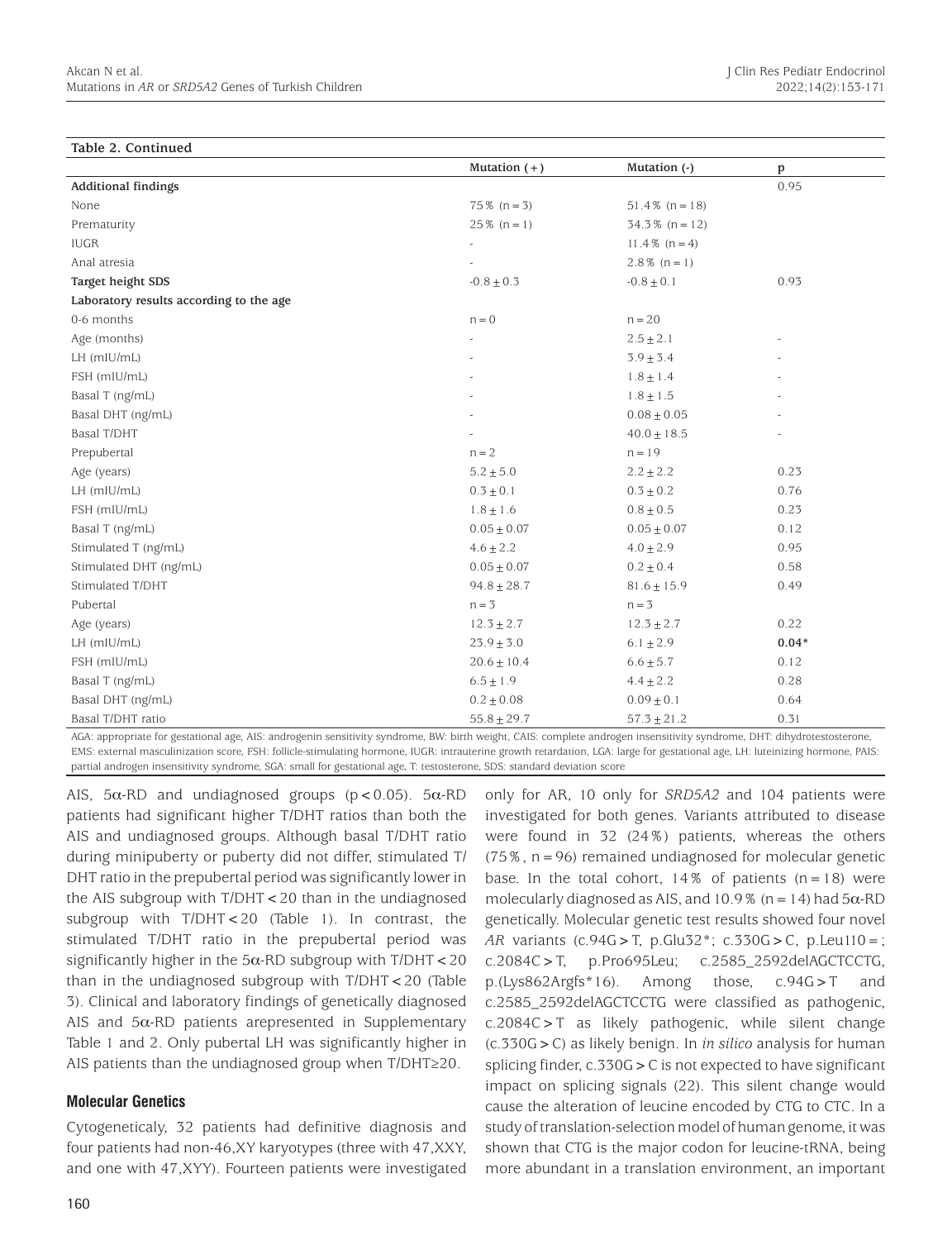**Table 2. Continued**

| | Mutation (+) | Mutation (-) | p |
|---|---|---|---|
| **Additional findings** | | | 0.95 |
| None | 75% (n = 3) | 51.4% (n = 18) | |
| Prematurity | 25% (n = 1) | 34.3% (n = 12) | |
| IUGR | - | 11.4% (n = 4) | |
| Anal atresia | - | 2.8% (n = 1) | |
| **Target height SDS** | -0.8 ± 0.3 | -0.8 ± 0.1 | 0.93 |
| **Laboratory results according to the age** | | | |
| 0-6 months | n = 0 | n = 20 | |
| Age (months) | - | 2.5 ± 2.1 | - |
| LH (mIU/mL) | - | 3.9 ± 3.4 | - |
| FSH (mIU/mL) | - | 1.8 ± 1.4 | - |
| Basal T (ng/mL) | - | 1.8 ± 1.5 | - |
| Basal DHT (ng/mL) | - | 0.08 ± 0.05 | - |
| Basal T/DHT | - | 40.0 ± 18.5 | - |
| Prepubertal | n = 2 | n = 19 | |
| Age (years) | 5.2 ± 5.0 | 2.2 ± 2.2 | 0.23 |
| LH (mIU/mL) | 0.3 ± 0.1 | 0.3 ± 0.2 | 0.76 |
| FSH (mIU/mL) | 1.8 ± 1.6 | 0.8 ± 0.5 | 0.23 |
| Basal T (ng/mL) | 0.05 ± 0.07 | 0.05 ± 0.07 | 0.12 |
| Stimulated T (ng/mL) | 4.6 ± 2.2 | 4.0 ± 2.9 | 0.95 |
| Stimulated DHT (ng/mL) | 0.05 ± 0.07 | 0.2 ± 0.4 | 0.58 |
| Stimulated T/DHT | 94.8 ± 28.7 | 81.6 ± 15.9 | 0.49 |
| Pubertal | n = 3 | n = 3 | |
| Age (years) | 12.3 ± 2.7 | 12.3 ± 2.7 | 0.22 |
| LH (mIU/mL) | 23.9 ± 3.0 | 6.1 ± 2.9 | **0.04*** |
| FSH (mIU/mL) | 20.6 ± 10.4 | 6.6 ± 5.7 | 0.12 |
| Basal T (ng/mL) | 6.5 ± 1.9 | 4.4 ± 2.2 | 0.28 |
| Basal DHT (ng/mL) | 0.2 ± 0.08 | 0.09 ± 0.1 | 0.64 |
| Basal T/DHT ratio | 55.8 ± 29.7 | 57.3 ± 21.2 | 0.31 |

AGA: appropriate for gestational age, AIS: androgenin sensitivity syndrome, BW: birth weight, CAIS: complete androgen insensitivity syndrome, DHT: dihydrotestosterone, EMS: external masculinization score, FSH: follicle-stimulating hormone, IUGR: intrauterine growth retardation, LGA: large for gestational age, LH: luteinizing hormone, PAIS: partial androgen insensitivity syndrome, SGA: small for gestational age, T: testosterone, SDS: standard deviation score

AIS, 5α-RD and undiagnosed groups ($p < 0.05$). 5α-RD patients had significant higher T/DHT ratios than both the AIS and undiagnosed groups. Although basal T/DHT ratio during minipuberty or puberty did not differ, stimulated T/DHT ratio in the prepubertal period was significantly lower in the AIS subgroup with T/DHT < 20 than in the undiagnosed subgroup with T/DHT < 20 (Table 1). In contrast, the stimulated T/DHT ratio in the prepubertal period was significantly higher in the 5α-RD subgroup with T/DHT < 20 than in the undiagnosed subgroup with T/DHT < 20 (Table 3). Clinical and laboratory findings of genetically diagnosed AIS and 5α-RD patients arepresented in Supplementary Table 1 and 2. Only pubertal LH was significantly higher in AIS patients than the undiagnosed group when T/DHT≥20.

### Molecular Genetics

Cytogeneticaly, 32 patients had definitive diagnosis and four patients had non-46,XY karyotypes (three with 47,XXY, and one with 47,XYY). Fourteen patients were investigated only for AR, 10 only for *SRD5A2* and 104 patients were investigated for both genes. Variants attributed to disease were found in 32 (24%) patients, whereas the others (75%, n = 96) remained undiagnosed for molecular genetic base. In the total cohort, 14% of patients (n = 18) were molecularly diagnosed as AIS, and 10.9% (n = 14) had 5α-RD genetically. Molecular genetic test results showed four novel *AR* variants (c.94G > T, p.Glu32*; c.330G > C, p.Leu110 = ; c.2084C > T, p.Pro695Leu; c.2585_2592delAGCTCCTG, p.(Lys862Argfs*16). Among those, c.94G > T and c.2585_2592delAGCTCCTG were classified as pathogenic, c.2084C > T as likely pathogenic, while silent change (c.330G > C) as likely benign. In *in silico* analysis for human splicing finder, c.330G > C is not expected to have significant impact on splicing signals (22). This silent change would cause the alteration of leucine encoded by CTG to CTC. In a study of translation-selection model of human genome, it was shown that CTG is the major codon for leucine-tRNA, being more abundant in a translation environment, an important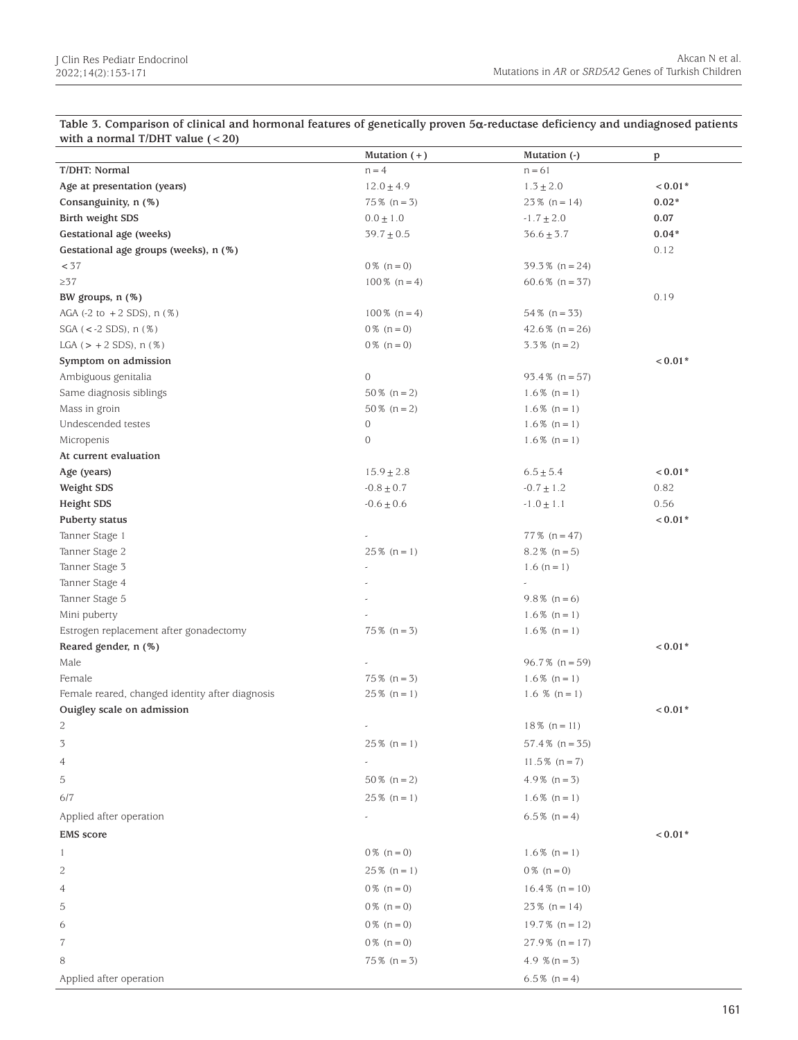**Table 3. Comparison of clinical and hormonal features of genetically proven 5α-reductase deficiency and undiagnosed patients with a normal T/DHT value (<20)**

| | Mutation (+) | Mutation (-) | p |
|---|---|---|---|
| **T/DHT: Normal** | n = 4 | n = 61 | |
| **Age at presentation (years)** | 12.0 ± 4.9 | 1.3 ± 2.0 | **<0.01*** |
| **Consanguinity, n (%)** | 75% (n = 3) | 23% (n = 14) | **0.02*** |
| **Birth weight SDS** | 0.0 ± 1.0 | -1.7 ± 2.0 | **0.07** |
| **Gestational age (weeks)** | 39.7 ± 0.5 | 36.6 ± 3.7 | **0.04*** |
| **Gestational age groups (weeks), n (%)** | | | 0.12 |
| <37 | 0% (n = 0) | 39.3% (n = 24) | |
| ≥37 | 100% (n = 4) | 60.6% (n = 37) | |
| **BW groups, n (%)** | | | 0.19 |
| AGA (-2 to +2 SDS), n (%) | 100% (n = 4) | 54% (n = 33) | |
| SGA (<-2 SDS), n (%) | 0% (n = 0) | 42.6% (n = 26) | |
| LGA (> +2 SDS), n (%) | 0% (n = 0) | 3.3% (n = 2) | |
| **Symptom on admission** | | | **<0.01*** |
| Ambiguous genitalia | 0 | 93.4% (n = 57) | |
| Same diagnosis siblings | 50% (n = 2) | 1.6% (n = 1) | |
| Mass in groin | 50% (n = 2) | 1.6% (n = 1) | |
| Undescended testes | 0 | 1.6% (n = 1) | |
| Micropenis | 0 | 1.6% (n = 1) | |
| **At current evaluation** | | | |
| **Age (years)** | 15.9 ± 2.8 | 6.5 ± 5.4 | **<0.01*** |
| **Weight SDS** | -0.8 ± 0.7 | -0.7 ± 1.2 | 0.82 |
| **Height SDS** | -0.6 ± 0.6 | -1.0 ± 1.1 | 0.56 |
| **Puberty status** | | | **<0.01*** |
| Tanner Stage 1 | - | 77% (n = 47) | |
| Tanner Stage 2 | 25% (n = 1) | 8.2% (n = 5) | |
| Tanner Stage 3 | - | 1.6 (n = 1) | |
| Tanner Stage 4 | - | - | |
| Tanner Stage 5 | - | 9.8% (n = 6) | |
| Mini puberty | - | 1.6% (n = 1) | |
| Estrogen replacement after gonadectomy | 75% (n = 3) | 1.6% (n = 1) | |
| **Reared gender, n (%)** | | | **<0.01*** |
| Male | - | 96.7% (n = 59) | |
| Female | 75% (n = 3) | 1.6% (n = 1) | |
| Female reared, changed identity after diagnosis | 25% (n = 1) | 1.6 % (n = 1) | |
| **Quigley scale on admission** | | | **<0.01*** |
| 2 | - | 18% (n = 11) | |
| 3 | 25% (n = 1) | 57.4% (n = 35) | |
| 4 | - | 11.5% (n = 7) | |
| 5 | 50% (n = 2) | 4.9% (n = 3) | |
| 6/7 | 25% (n = 1) | 1.6% (n = 1) | |
| Applied after operation | - | 6.5% (n = 4) | |
| **EMS score** | | | **<0.01*** |
| 1 | 0% (n = 0) | 1.6% (n = 1) | |
| 2 | 25% (n = 1) | 0% (n = 0) | |
| 4 | 0% (n = 0) | 16.4% (n = 10) | |
| 5 | 0% (n = 0) | 23% (n = 14) | |
| 6 | 0% (n = 0) | 19.7% (n = 12) | |
| 7 | 0% (n = 0) | 27.9% (n = 17) | |
| 8 | 75% (n = 3) | 4.9 % (n = 3) | |
| Applied after operation | | 6.5% (n = 4) | |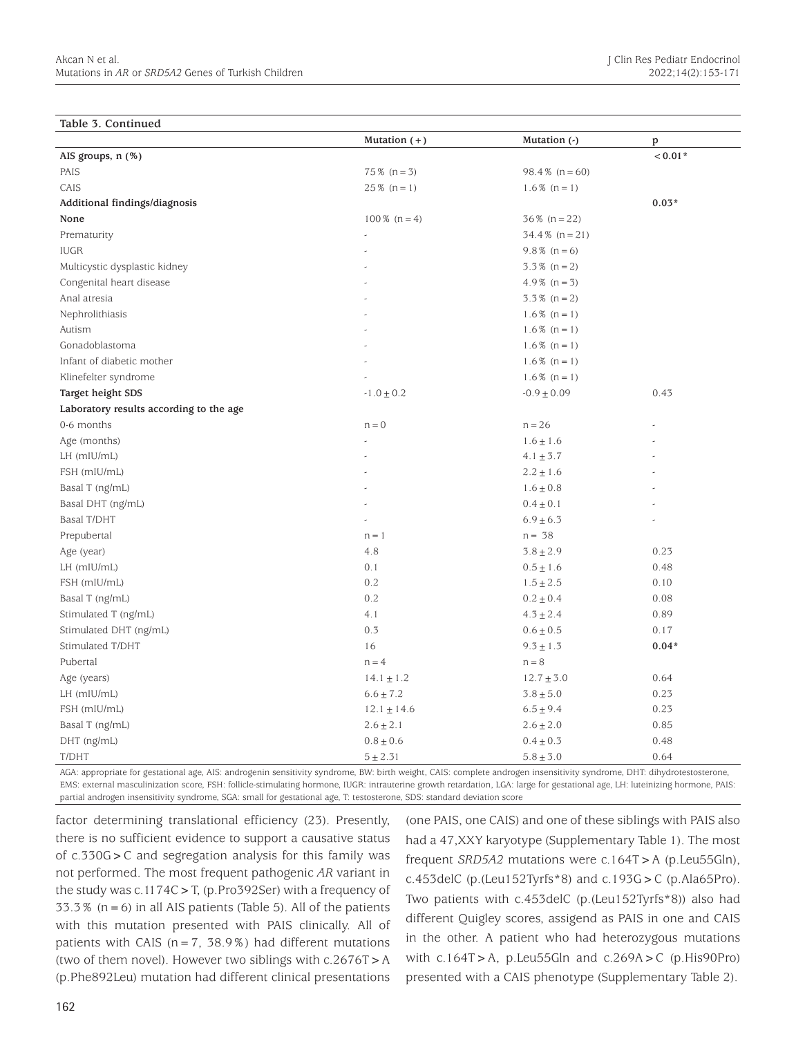**Table 3. Continued**

| | Mutation (+) | Mutation (-) | p |
|---|---|---|---|
| **AIS groups, n (%)** | | | **< 0.01*** |
| PAIS | 75% (n = 3) | 98.4% (n = 60) | |
| CAIS | 25% (n = 1) | 1.6% (n = 1) | |
| **Additional findings/diagnosis** | | | **0.03*** |
| **None** | 100% (n = 4) | 36% (n = 22) | |
| Prematurity | - | 34.4% (n = 21) | |
| IUGR | - | 9.8% (n = 6) | |
| Multicystic dysplastic kidney | - | 3.3% (n = 2) | |
| Congenital heart disease | - | 4.9% (n = 3) | |
| Anal atresia | - | 3.3% (n = 2) | |
| Nephrolithiasis | - | 1.6% (n = 1) | |
| Autism | - | 1.6% (n = 1) | |
| Gonadoblastoma | - | 1.6% (n = 1) | |
| Infant of diabetic mother | - | 1.6% (n = 1) | |
| Klinefelter syndrome | - | 1.6% (n = 1) | |
| **Target height SDS** | -1.0 ± 0.2 | -0.9 ± 0.09 | 0.43 |
| **Laboratory results according to the age** | | | |
| 0-6 months | n = 0 | n = 26 | - |
| Age (months) | - | 1.6 ± 1.6 | - |
| LH (mIU/mL) | - | 4.1 ± 3.7 | - |
| FSH (mIU/mL) | - | 2.2 ± 1.6 | - |
| Basal T (ng/mL) | - | 1.6 ± 0.8 | - |
| Basal DHT (ng/mL) | - | 0.4 ± 0.1 | - |
| Basal T/DHT | - | 6.9 ± 6.3 | - |
| Prepubertal | n = 1 | n = 38 | |
| Age (year) | 4.8 | 3.8 ± 2.9 | 0.23 |
| LH (mIU/mL) | 0.1 | 0.5 ± 1.6 | 0.48 |
| FSH (mIU/mL) | 0.2 | 1.5 ± 2.5 | 0.10 |
| Basal T (ng/mL) | 0.2 | 0.2 ± 0.4 | 0.08 |
| Stimulated T (ng/mL) | 4.1 | 4.3 ± 2.4 | 0.89 |
| Stimulated DHT (ng/mL) | 0.3 | 0.6 ± 0.5 | 0.17 |
| Stimulated T/DHT | 16 | 9.3 ± 1.3 | **0.04*** |
| Pubertal | n = 4 | n = 8 | |
| Age (years) | 14.1 ± 1.2 | 12.7 ± 3.0 | 0.64 |
| LH (mIU/mL) | 6.6 ± 7.2 | 3.8 ± 5.0 | 0.23 |
| FSH (mIU/mL) | 12.1 ± 14.6 | 6.5 ± 9.4 | 0.23 |
| Basal T (ng/mL) | 2.6 ± 2.1 | 2.6 ± 2.0 | 0.85 |
| DHT (ng/mL) | 0.8 ± 0.6 | 0.4 ± 0.3 | 0.48 |
| T/DHT | 5 ± 2.31 | 5.8 ± 3.0 | 0.64 |

AGA: appropriate for gestational age, AIS: androgenin sensitivity syndrome, BW: birth weight, CAIS: complete androgen insensitivity syndrome, DHT: dihydrotestosterone, EMS: external masculinization score, FSH: follicle-stimulating hormone, IUGR: intrauterine growth retardation, LGA: large for gestational age, LH: luteinizing hormone, PAIS: partial androgen insensitivity syndrome, SGA: small for gestational age, T: testosterone, SDS: standard deviation score

factor determining translational efficiency (23). Presently, there is no sufficient evidence to support a causative status of c.330G > C and segregation analysis for this family was not performed. The most frequent pathogenic *AR* variant in the study was c.1174C > T, (p.Pro392Ser) with a frequency of 33.3% (n = 6) in all AIS patients (Table 5). All of the patients with this mutation presented with PAIS clinically. All of patients with CAIS (n = 7, 38.9%) had different mutations (two of them novel). However two siblings with c.2676T > A (p.Phe892Leu) mutation had different clinical presentations (one PAIS, one CAIS) and one of these siblings with PAIS also had a 47,XXY karyotype (Supplementary Table 1). The most frequent *SRD5A2* mutations were c.164T > A (p.Leu55Gln), c.453delC (p.(Leu152Tyrfs*8) and c.193G > C (p.Ala65Pro). Two patients with c.453delC (p.(Leu152Tyrfs*8)) also had different Quigley scores, assigend as PAIS in one and CAIS in the other. A patient who had heterozygous mutations with c.164T > A, p.Leu55Gln and c.269A > C (p.His90Pro) presented with a CAIS phenotype (Supplementary Table 2).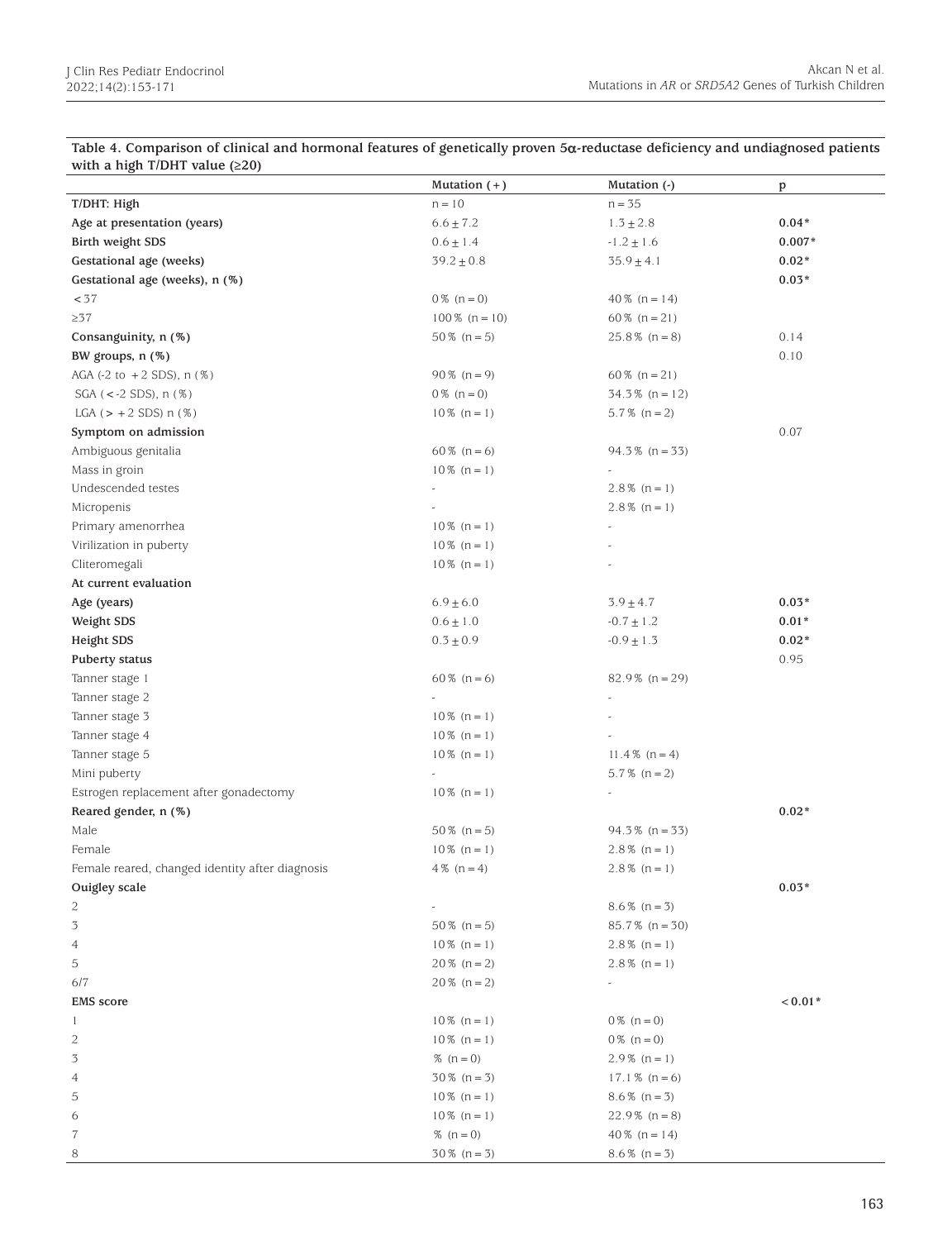**Table 4. Comparison of clinical and hormonal features of genetically proven 5α-reductase deficiency and undiagnosed patients with a high T/DHT value (≥20)**

| | Mutation (+) | Mutation (-) | p |
|---|---|---|---|
| **T/DHT: High** | n = 10 | n = 35 | |
| **Age at presentation (years)** | 6.6 ± 7.2 | 1.3 ± 2.8 | **0.04*** |
| **Birth weight SDS** | 0.6 ± 1.4 | -1.2 ± 1.6 | **0.007*** |
| **Gestational age (weeks)** | 39.2 ± 0.8 | 35.9 ± 4.1 | **0.02*** |
| **Gestational age (weeks), n (%)** | | | **0.03*** |
| < 37 | 0% (n = 0) | 40% (n = 14) | |
| ≥37 | 100% (n = 10) | 60% (n = 21) | |
| **Consanguinity, n (%)** | 50% (n = 5) | 25.8% (n = 8) | 0.14 |
| **BW groups, n (%)** | | | 0.10 |
| AGA (-2 to + 2 SDS), n (%) | 90% (n = 9) | 60% (n = 21) | |
| SGA (< -2 SDS), n (%) | 0% (n = 0) | 34.3% (n = 12) | |
| LGA (> + 2 SDS) n (%) | 10% (n = 1) | 5.7% (n = 2) | |
| **Symptom on admission** | | | 0.07 |
| Ambiguous genitalia | 60% (n = 6) | 94.3% (n = 33) | |
| Mass in groin | 10% (n = 1) | - | |
| Undescended testes | - | 2.8% (n = 1) | |
| Micropenis | - | 2.8% (n = 1) | |
| Primary amenorrhea | 10% (n = 1) | - | |
| Virilization in puberty | 10% (n = 1) | - | |
| Cliteromegali | 10% (n = 1) | - | |
| **At current evaluation** | | | |
| **Age (years)** | 6.9 ± 6.0 | 3.9 ± 4.7 | **0.03*** |
| **Weight SDS** | 0.6 ± 1.0 | -0.7 ± 1.2 | **0.01*** |
| **Height SDS** | 0.3 ± 0.9 | -0.9 ± 1.3 | **0.02*** |
| **Puberty status** | | | 0.95 |
| Tanner stage 1 | 60% (n = 6) | 82.9% (n = 29) | |
| Tanner stage 2 | - | - | |
| Tanner stage 3 | 10% (n = 1) | - | |
| Tanner stage 4 | 10% (n = 1) | - | |
| Tanner stage 5 | 10% (n = 1) | 11.4% (n = 4) | |
| Mini puberty | - | 5.7% (n = 2) | |
| Estrogen replacement after gonadectomy | 10% (n = 1) | - | |
| **Reared gender, n (%)** | | | **0.02*** |
| Male | 50% (n = 5) | 94.3% (n = 33) | |
| Female | 10% (n = 1) | 2.8% (n = 1) | |
| Female reared, changed identity after diagnosis | 4% (n = 4) | 2.8% (n = 1) | |
| **Ouigley scale** | | | **0.03*** |
| 2 | - | 8.6% (n = 3) | |
| 3 | 50% (n = 5) | 85.7% (n = 30) | |
| 4 | 10% (n = 1) | 2.8% (n = 1) | |
| 5 | 20% (n = 2) | 2.8% (n = 1) | |
| 6/7 | 20% (n = 2) | - | |
| **EMS score** | | | **< 0.01*** |
| 1 | 10% (n = 1) | 0% (n = 0) | |
| 2 | 10% (n = 1) | 0% (n = 0) | |
| 3 | % (n = 0) | 2.9% (n = 1) | |
| 4 | 30% (n = 3) | 17.1% (n = 6) | |
| 5 | 10% (n = 1) | 8.6% (n = 3) | |
| 6 | 10% (n = 1) | 22.9% (n = 8) | |
| 7 | % (n = 0) | 40% (n = 14) | |
| 8 | 30% (n = 3) | 8.6% (n = 3) | |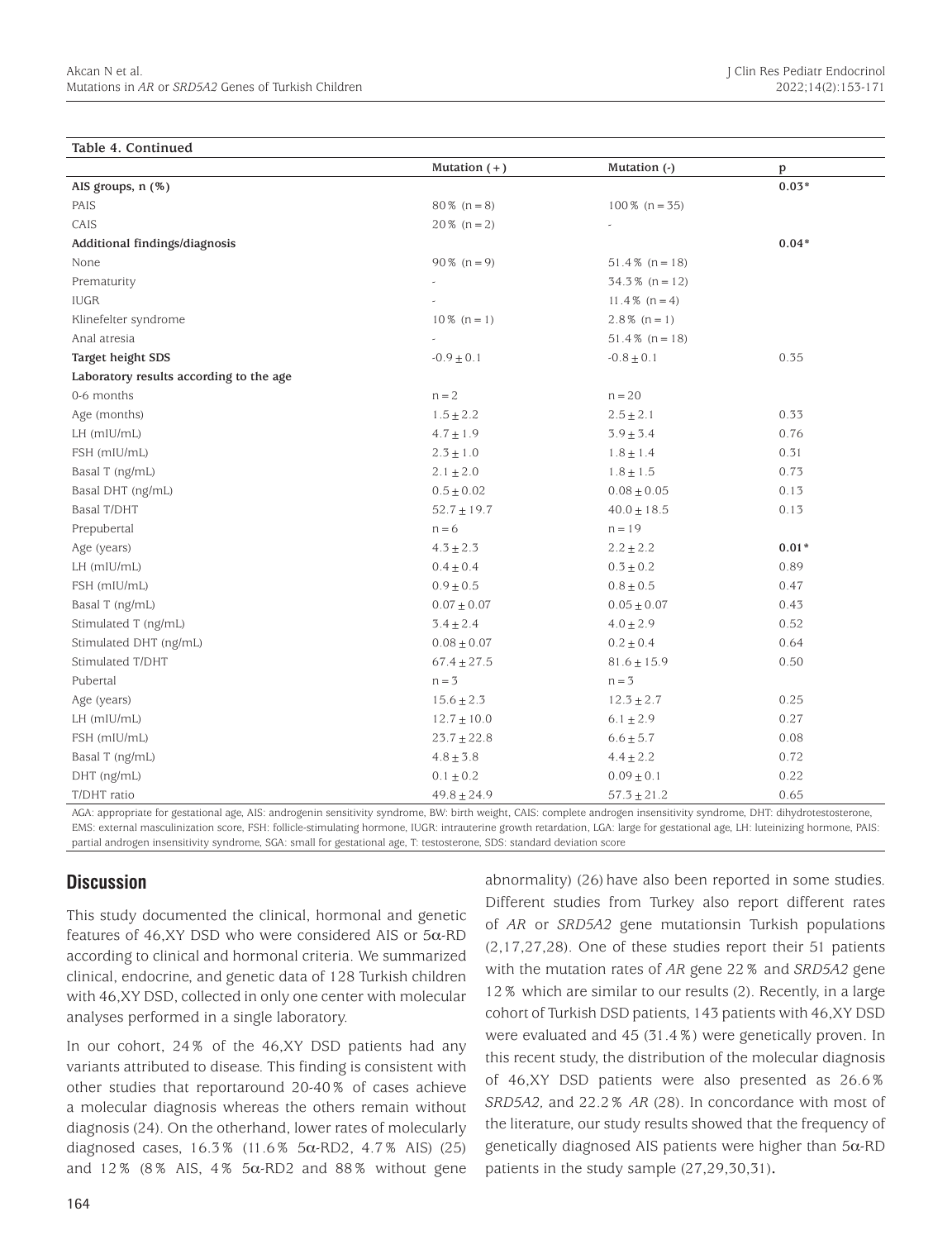**Table 4. Continued**

| | Mutation (+) | Mutation (-) | p |
|---|---|---|---|
| **AIS groups, n (%)** | | | **0.03*** |
| PAIS | 80% (n = 8) | 100% (n = 35) | |
| CAIS | 20% (n = 2) | - | |
| **Additional findings/diagnosis** | | | **0.04*** |
| None | 90% (n = 9) | 51.4% (n = 18) | |
| Prematurity | - | 34.3% (n = 12) | |
| IUGR | - | 11.4% (n = 4) | |
| Klinefelter syndrome | 10% (n = 1) | 2.8% (n = 1) | |
| Anal atresia | - | 51.4% (n = 18) | |
| **Target height SDS** | -0.9 ± 0.1 | -0.8 ± 0.1 | 0.35 |
| **Laboratory results according to the age** | | | |
| 0-6 months | n = 2 | n = 20 | |
| Age (months) | 1.5 ± 2.2 | 2.5 ± 2.1 | 0.33 |
| LH (mIU/mL) | 4.7 ± 1.9 | 3.9 ± 3.4 | 0.76 |
| FSH (mIU/mL) | 2.3 ± 1.0 | 1.8 ± 1.4 | 0.31 |
| Basal T (ng/mL) | 2.1 ± 2.0 | 1.8 ± 1.5 | 0.73 |
| Basal DHT (ng/mL) | 0.5 ± 0.02 | 0.08 ± 0.05 | 0.13 |
| Basal T/DHT | 52.7 ± 19.7 | 40.0 ± 18.5 | 0.13 |
| Prepubertal | n = 6 | n = 19 | |
| Age (years) | 4.3 ± 2.3 | 2.2 ± 2.2 | **0.01*** |
| LH (mIU/mL) | 0.4 ± 0.4 | 0.3 ± 0.2 | 0.89 |
| FSH (mIU/mL) | 0.9 ± 0.5 | 0.8 ± 0.5 | 0.47 |
| Basal T (ng/mL) | 0.07 ± 0.07 | 0.05 ± 0.07 | 0.43 |
| Stimulated T (ng/mL) | 3.4 ± 2.4 | 4.0 ± 2.9 | 0.52 |
| Stimulated DHT (ng/mL) | 0.08 ± 0.07 | 0.2 ± 0.4 | 0.64 |
| Stimulated T/DHT | 67.4 ± 27.5 | 81.6 ± 15.9 | 0.50 |
| Pubertal | n = 3 | n = 3 | |
| Age (years) | 15.6 ± 2.3 | 12.3 ± 2.7 | 0.25 |
| LH (mIU/mL) | 12.7 ± 10.0 | 6.1 ± 2.9 | 0.27 |
| FSH (mIU/mL) | 23.7 ± 22.8 | 6.6 ± 5.7 | 0.08 |
| Basal T (ng/mL) | 4.8 ± 3.8 | 4.4 ± 2.2 | 0.72 |
| DHT (ng/mL) | 0.1 ± 0.2 | 0.09 ± 0.1 | 0.22 |
| T/DHT ratio | 49.8 ± 24.9 | 57.3 ± 21.2 | 0.65 |

AGA: appropriate for gestational age, AIS: androgenin sensitivity syndrome, BW: birth weight, CAIS: complete androgen insensitivity syndrome, DHT: dihydrotestosterone, EMS: external masculinization score, FSH: follicle-stimulating hormone, IUGR: intrauterine growth retardation, LGA: large for gestational age, LH: luteinizing hormone, PAIS: partial androgen insensitivity syndrome, SGA: small for gestational age, T: testosterone, SDS: standard deviation score

## Discussion

This study documented the clinical, hormonal and genetic features of 46,XY DSD who were considered AIS or 5α-RD according to clinical and hormonal criteria. We summarized clinical, endocrine, and genetic data of 128 Turkish children with 46,XY DSD, collected in only one center with molecular analyses performed in a single laboratory.

In our cohort, 24% of the 46,XY DSD patients had any variants attributed to disease. This finding is consistent with other studies that reportaround 20-40% of cases achieve a molecular diagnosis whereas the others remain without diagnosis (24). On the otherhand, lower rates of molecularly diagnosed cases, 16.3% (11.6% 5α-RD2, 4.7% AIS) (25) and 12% (8% AIS, 4% 5α-RD2 and 88% without gene abnormality) (26) have also been reported in some studies. Different studies from Turkey also report different rates of *AR* or *SRD5A2* gene mutationsin Turkish populations (2,17,27,28). One of these studies report their 51 patients with the mutation rates of *AR* gene 22% and *SRD5A2* gene 12% which are similar to our results (2). Recently, in a large cohort of Turkish DSD patients, 143 patients with 46,XY DSD were evaluated and 45 (31.4%) were genetically proven. In this recent study, the distribution of the molecular diagnosis of 46,XY DSD patients were also presented as 26.6% *SRD5A2,* and 22.2% *AR* (28). In concordance with most of the literature, our study results showed that the frequency of genetically diagnosed AIS patients were higher than 5α-RD patients in the study sample (27,29,30,31).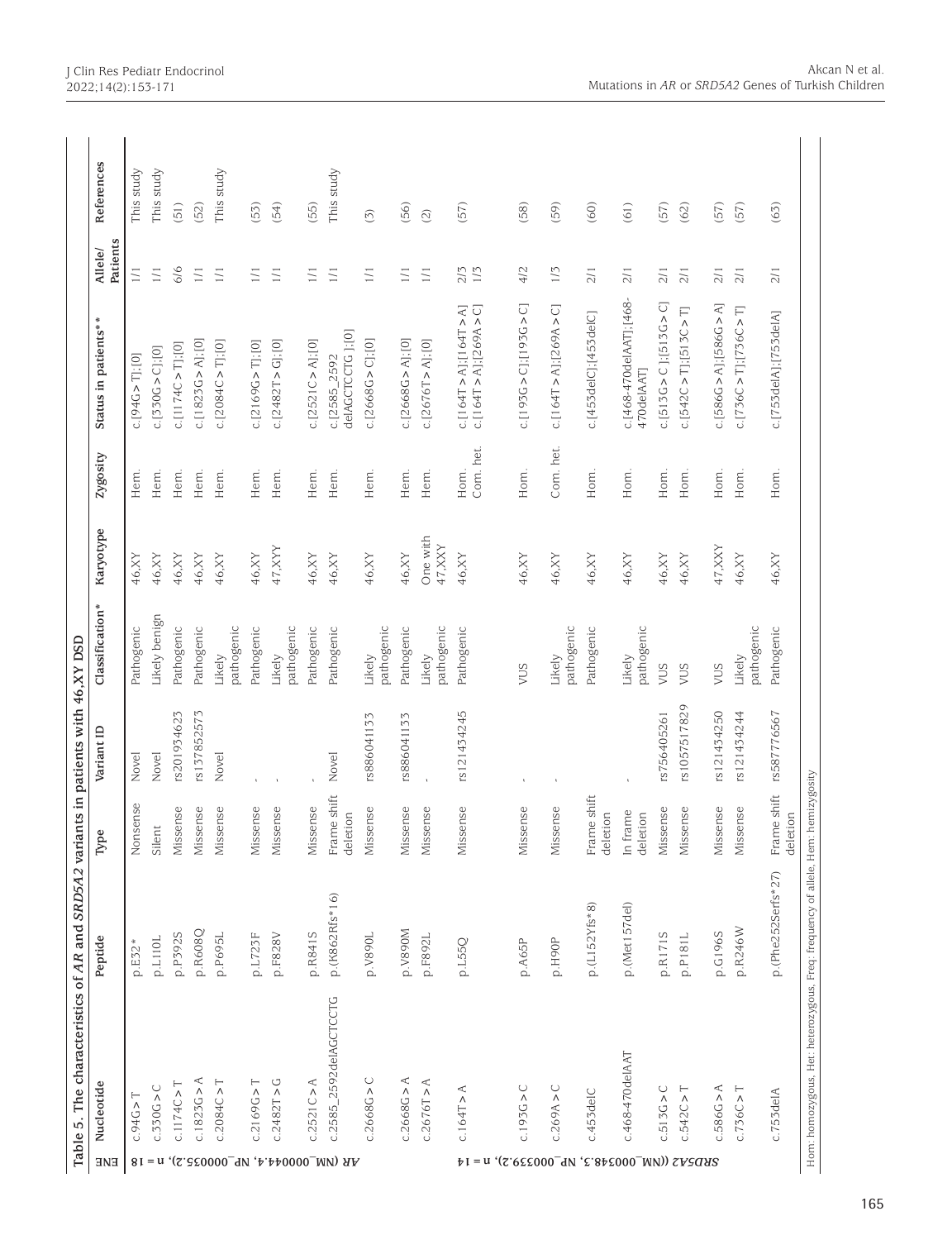Table 5. The characteristics of *AR* and *SRD5A2* variants in patients with 46,XY DSD

| GENE | Nucleotide | Peptide | Type | Variant ID | Classification* | Karyotype | Zygosity | Status in patients** | Allele/ Patients | References |
|---|---|---|---|---|---|---|---|---|---|---|
| *AR* (NM_000044.4, NP_000035.2), n = 18 | c.94G>T | p.E32* | Nonsense | Novel | Pathogenic | 46,XY | Hem. | c.[94G>T];[0] | 1/1 | This study |
| | c.330G>C | p.L110L | Silent | Novel | Likely benign | 46,XY | Hem. | c.[330G>C];[0] | 1/1 | This study |
| | c.1174C>T | p.P392S | Missense | rs201934623 | Pathogenic | 46,XY | Hem. | c.[1174C>T];[0] | 6/6 | (51) |
| | c.1823G>A | p.R608Q | Missense | rs137852573 | Pathogenic | 46,XY | Hem. | c.[1823G>A];[0] | 1/1 | (52) |
| | c.2084C>T | p.P695L | Missense | Novel | Likely pathogenic | 46,XY | Hem. | c.[2084C>T];[0] | 1/1 | This study |
| | c.2169G>T | p.L723F | Missense | - | Pathogenic | 46,XY | Hem. | c.[2169G>T];[0] | 1/1 | (53) |
| | c.2482T>G | p.F828V | Missense | - | Likely pathogenic | 47,XXY | Hem. | c.[2482T>G];[0] | 1/1 | (54) |
| | c.2521C>A | p.R841S | Missense | - | Pathogenic | 46,XY | Hem. | c.[2521C>A];[0] | 1/1 | (55) |
| | c.2585_2592delAGCTCCTG | p.(K862Rfs*16) | Frame shift deletion | Novel | Pathogenic | 46,XY | Hem. | c.[2585_2592 delAGCTCCTG ];[0] | 1/1 | This study |
| | c.2668G>C | p.V890L | Missense | rs886041133 | Likely pathogenic | 46,XY | Hem. | c.[2668G>C];[0] | 1/1 | (3) |
| | c.2668G>A | p.V890M | Missense | rs886041133 | Pathogenic | 46,XY | Hem. | c.[2668G>A];[0] | 1/1 | (56) |
| | c.2676T>A | p.F892L | Missense | - | Likely pathogenic | One with 47,XXY | Hem. | c.[2676T>A];[0] | 1/1 | (2) |
| *SRD5A2* ((NM_000348.3, NP_000339.2), n = 14 | c.164T>A | p.L55Q | Missense | rs121434245 | Pathogenic | 46,XY | Hom.<br>Com. het. | c.[164T>A];[164T>A]<br>c.[164T>A];[269A>C] | 2/3<br>1/3 | (57) |
| | c.193G>C | p.A65P | Missense | - | VUS | 46,XY | Hom. | c.[193G>C];[193G>C] | 4/2 | (58) |
| | c.269A>C | p.H90P | Missense | - | Likely pathogenic | 46,XY | Com. het. | c.[164T>A];[269A>C] | 1/3 | (59) |
| | c.453delC | p.(L152Yfs*8) | Frame shift deletion | | Pathogenic | 46,XY | Hom. | c.[453delC];[453delC] | 2/1 | (60) |
| | c.468-470delAAT | p.(Met157del) | In frame deletion | - | Likely pathogenic | 46,XY | Hom. | c.[468-470delAAT];[468-470delAAT] | 2/1 | (61) |
| | c.513G>C | p.R171S | Missense | rs756405261 | VUS | 46,XY | Hom. | c.[513G>C];[513G>C] | 2/1 | (57) |
| | c.542C>T | p.P181L | Missense | rs1057517829 | VUS | 46,XY | Hom. | c.[542C>T];[513C>T] | 2/1 | (62) |
| | c.586G>A | p.G196S | Missense | rs121434250 | VUS | 47,XXY | Hom. | c.[586G>A];[586G>A] | 2/1 | (57) |
| | c.736C>T | p.R246W | Missense | rs121434244 | Likely pathogenic | 46,XY | Hom. | c.[736C>T];[736C>T] | 2/1 | (57) |
| | c.753delA | p.(Phe252Serfs*27) | Frame shift deletion | rs587776567 | Pathogenic | 46,XY | Hom. | c.[753delA];[753delA] | 2/1 | (63) |

Hom: homozygous, Het: heterozygous, Freq: frequency of allele, Hem: hemizygosity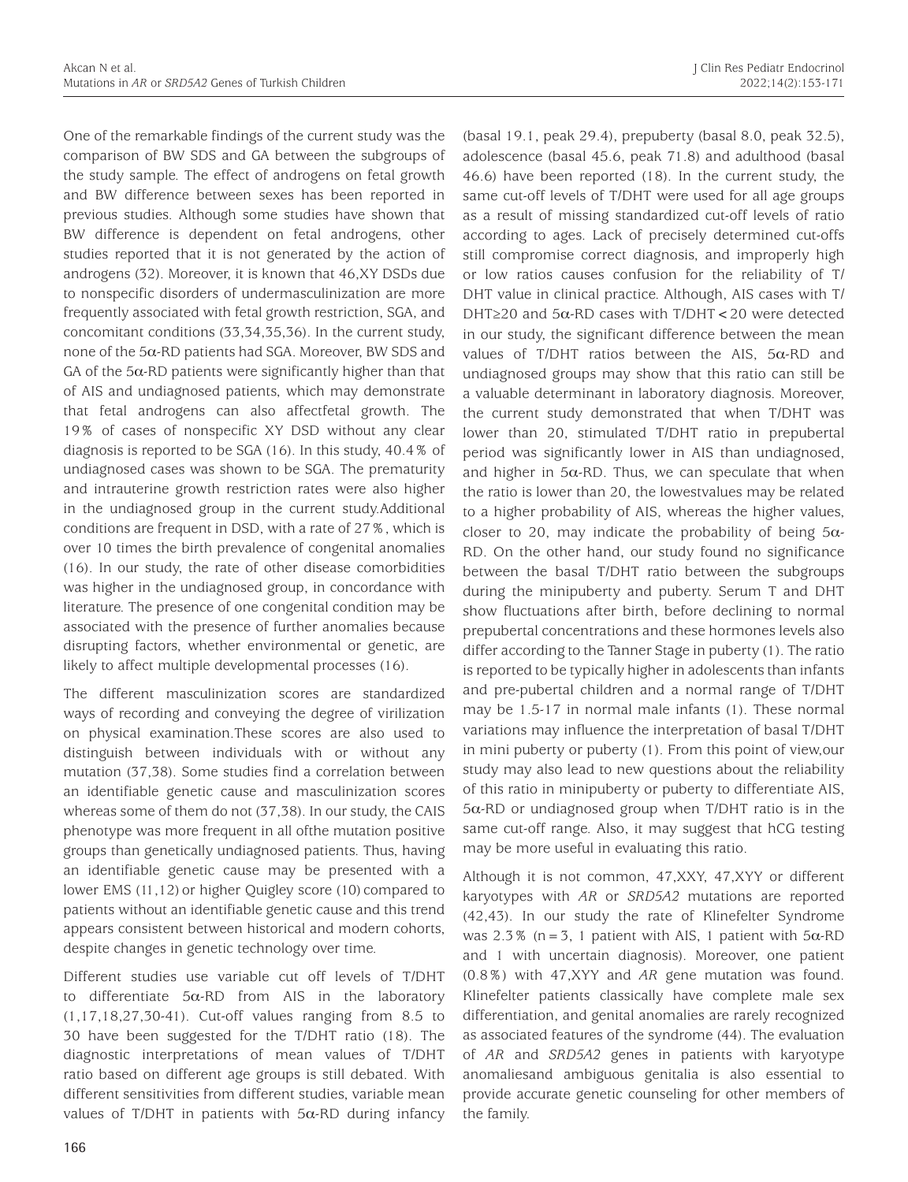One of the remarkable findings of the current study was the comparison of BW SDS and GA between the subgroups of the study sample. The effect of androgens on fetal growth and BW difference between sexes has been reported in previous studies. Although some studies have shown that BW difference is dependent on fetal androgens, other studies reported that it is not generated by the action of androgens (32). Moreover, it is known that 46,XY DSDs due to nonspecific disorders of undermasculinization are more frequently associated with fetal growth restriction, SGA, and concomitant conditions (33,34,35,36). In the current study, none of the 5α-RD patients had SGA. Moreover, BW SDS and GA of the 5α-RD patients were significantly higher than that of AIS and undiagnosed patients, which may demonstrate that fetal androgens can also affectfetal growth. The 19% of cases of nonspecific XY DSD without any clear diagnosis is reported to be SGA (16). In this study, 40.4% of undiagnosed cases was shown to be SGA. The prematurity and intrauterine growth restriction rates were also higher in the undiagnosed group in the current study.Additional conditions are frequent in DSD, with a rate of 27%, which is over 10 times the birth prevalence of congenital anomalies (16). In our study, the rate of other disease comorbidities was higher in the undiagnosed group, in concordance with literature. The presence of one congenital condition may be associated with the presence of further anomalies because disrupting factors, whether environmental or genetic, are likely to affect multiple developmental processes (16).

The different masculinization scores are standardized ways of recording and conveying the degree of virilization on physical examination.These scores are also used to distinguish between individuals with or without any mutation (37,38). Some studies find a correlation between an identifiable genetic cause and masculinization scores whereas some of them do not (37,38). In our study, the CAIS phenotype was more frequent in all ofthe mutation positive groups than genetically undiagnosed patients. Thus, having an identifiable genetic cause may be presented with a lower EMS (11,12) or higher Quigley score (10) compared to patients without an identifiable genetic cause and this trend appears consistent between historical and modern cohorts, despite changes in genetic technology over time.

Different studies use variable cut off levels of T/DHT to differentiate 5α-RD from AIS in the laboratory (1,17,18,27,30-41). Cut-off values ranging from 8.5 to 30 have been suggested for the T/DHT ratio (18). The diagnostic interpretations of mean values of T/DHT ratio based on different age groups is still debated. With different sensitivities from different studies, variable mean values of T/DHT in patients with 5α-RD during infancy (basal 19.1, peak 29.4), prepuberty (basal 8.0, peak 32.5), adolescence (basal 45.6, peak 71.8) and adulthood (basal 46.6) have been reported (18). In the current study, the same cut-off levels of T/DHT were used for all age groups as a result of missing standardized cut-off levels of ratio according to ages. Lack of precisely determined cut-offs still compromise correct diagnosis, and improperly high or low ratios causes confusion for the reliability of T/DHT value in clinical practice. Although, AIS cases with T/DHT≥20 and 5α-RD cases with T/DHT<20 were detected in our study, the significant difference between the mean values of T/DHT ratios between the AIS, 5α-RD and undiagnosed groups may show that this ratio can still be a valuable determinant in laboratory diagnosis. Moreover, the current study demonstrated that when T/DHT was lower than 20, stimulated T/DHT ratio in prepubertal period was significantly lower in AIS than undiagnosed, and higher in 5α-RD. Thus, we can speculate that when the ratio is lower than 20, the lowestvalues may be related to a higher probability of AIS, whereas the higher values, closer to 20, may indicate the probability of being 5α-RD. On the other hand, our study found no significance between the basal T/DHT ratio between the subgroups during the minipuberty and puberty. Serum T and DHT show fluctuations after birth, before declining to normal prepubertal concentrations and these hormones levels also differ according to the Tanner Stage in puberty (1). The ratio is reported to be typically higher in adolescents than infants and pre-pubertal children and a normal range of T/DHT may be 1.5-17 in normal male infants (1). These normal variations may influence the interpretation of basal T/DHT in mini puberty or puberty (1). From this point of view,our study may also lead to new questions about the reliability of this ratio in minipuberty or puberty to differentiate AIS, 5α-RD or undiagnosed group when T/DHT ratio is in the same cut-off range. Also, it may suggest that hCG testing may be more useful in evaluating this ratio.

Although it is not common, 47,XXY, 47,XYY or different karyotypes with *AR* or *SRD5A2* mutations are reported (42,43). In our study the rate of Klinefelter Syndrome was 2.3% (n=3, 1 patient with AIS, 1 patient with 5α-RD and 1 with uncertain diagnosis). Moreover, one patient (0.8%) with 47,XYY and *AR* gene mutation was found. Klinefelter patients classically have complete male sex differentiation, and genital anomalies are rarely recognized as associated features of the syndrome (44). The evaluation of *AR* and *SRD5A2* genes in patients with karyotype anomaliesand ambiguous genitalia is also essential to provide accurate genetic counseling for other members of the family.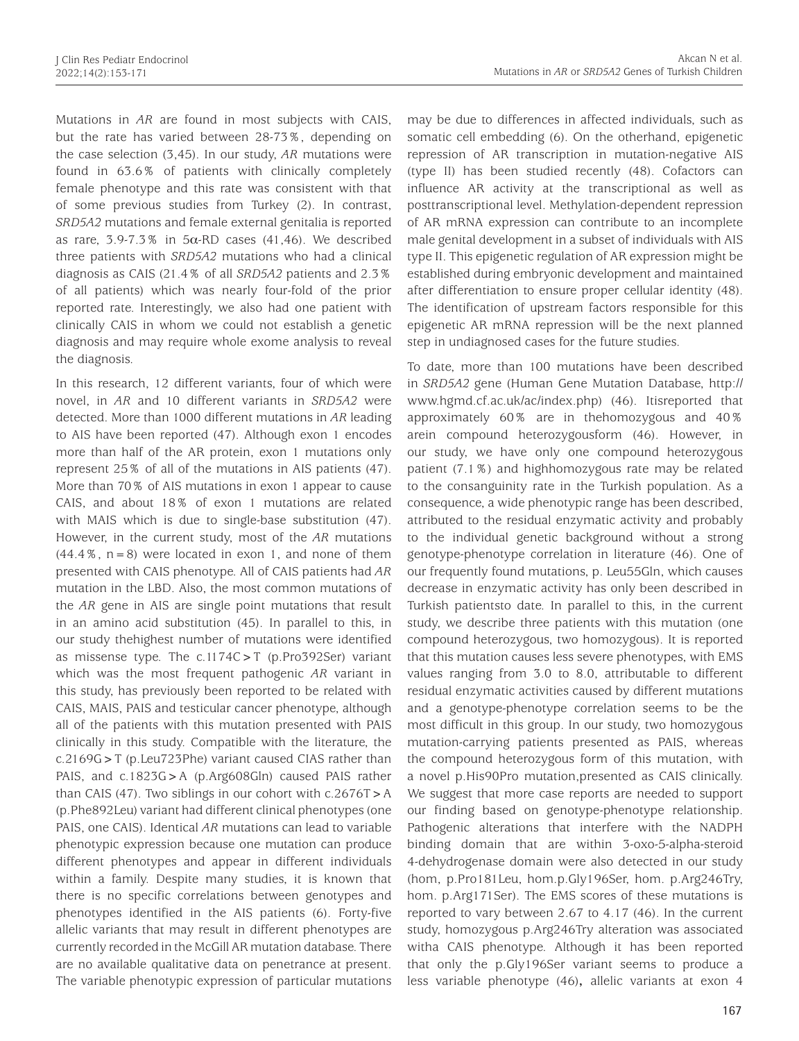Mutations in *AR* are found in most subjects with CAIS, but the rate has varied between 28-73%, depending on the case selection (3,45). In our study, *AR* mutations were found in 63.6% of patients with clinically completely female phenotype and this rate was consistent with that of some previous studies from Turkey (2). In contrast, *SRD5A2* mutations and female external genitalia is reported as rare, 3.9-7.3% in 5α-RD cases (41,46). We described three patients with *SRD5A2* mutations who had a clinical diagnosis as CAIS (21.4% of all *SRD5A2* patients and 2.3% of all patients) which was nearly four-fold of the prior reported rate. Interestingly, we also had one patient with clinically CAIS in whom we could not establish a genetic diagnosis and may require whole exome analysis to reveal the diagnosis.

In this research, 12 different variants, four of which were novel, in *AR* and 10 different variants in *SRD5A2* were detected. More than 1000 different mutations in *AR* leading to AIS have been reported (47). Although exon 1 encodes more than half of the AR protein, exon 1 mutations only represent 25% of all of the mutations in AIS patients (47). More than 70% of AIS mutations in exon 1 appear to cause CAIS, and about 18% of exon 1 mutations are related with MAIS which is due to single-base substitution (47). However, in the current study, most of the *AR* mutations (44.4%, n=8) were located in exon 1, and none of them presented with CAIS phenotype. All of CAIS patients had *AR* mutation in the LBD. Also, the most common mutations of the *AR* gene in AIS are single point mutations that result in an amino acid substitution (45). In parallel to this, in our study thehighest number of mutations were identified as missense type. The c.1174C>T (p.Pro392Ser) variant which was the most frequent pathogenic *AR* variant in this study, has previously been reported to be related with CAIS, MAIS, PAIS and testicular cancer phenotype, although all of the patients with this mutation presented with PAIS clinically in this study. Compatible with the literature, the c.2169G>T (p.Leu723Phe) variant caused CIAS rather than PAIS, and c.1823G>A (p.Arg608Gln) caused PAIS rather than CAIS (47). Two siblings in our cohort with c.2676T>A (p.Phe892Leu) variant had different clinical phenotypes (one PAIS, one CAIS). Identical *AR* mutations can lead to variable phenotypic expression because one mutation can produce different phenotypes and appear in different individuals within a family. Despite many studies, it is known that there is no specific correlations between genotypes and phenotypes identified in the AIS patients (6). Forty-five allelic variants that may result in different phenotypes are currently recorded in the McGill AR mutation database. There are no available qualitative data on penetrance at present. The variable phenotypic expression of particular mutations may be due to differences in affected individuals, such as somatic cell embedding (6). On the otherhand, epigenetic repression of AR transcription in mutation-negative AIS (type II) has been studied recently (48). Cofactors can influence AR activity at the transcriptional as well as posttranscriptional level. Methylation-dependent repression of AR mRNA expression can contribute to an incomplete male genital development in a subset of individuals with AIS type II. This epigenetic regulation of AR expression might be established during embryonic development and maintained after differentiation to ensure proper cellular identity (48). The identification of upstream factors responsible for this epigenetic AR mRNA repression will be the next planned step in undiagnosed cases for the future studies.

To date, more than 100 mutations have been described in *SRD5A2* gene (Human Gene Mutation Database, http://www.hgmd.cf.ac.uk/ac/index.php) (46). Itisreported that approximately 60% are in thehomozygous and 40% arein compound heterozygousform (46). However, in our study, we have only one compound heterozygous patient (7.1%) and highhomozygous rate may be related to the consanguinity rate in the Turkish population. As a consequence, a wide phenotypic range has been described, attributed to the residual enzymatic activity and probably to the individual genetic background without a strong genotype-phenotype correlation in literature (46). One of our frequently found mutations, p. Leu55Gln, which causes decrease in enzymatic activity has only been described in Turkish patientsto date. In parallel to this, in the current study, we describe three patients with this mutation (one compound heterozygous, two homozygous). It is reported that this mutation causes less severe phenotypes, with EMS values ranging from 3.0 to 8.0, attributable to different residual enzymatic activities caused by different mutations and a genotype-phenotype correlation seems to be the most difficult in this group. In our study, two homozygous mutation-carrying patients presented as PAIS, whereas the compound heterozygous form of this mutation, with a novel p.His90Pro mutation,presented as CAIS clinically. We suggest that more case reports are needed to support our finding based on genotype-phenotype relationship. Pathogenic alterations that interfere with the NADPH binding domain that are within 3-oxo-5-alpha-steroid 4-dehydrogenase domain were also detected in our study (hom, p.Pro181Leu, hom.p.Gly196Ser, hom. p.Arg246Try, hom. p.Arg171Ser). The EMS scores of these mutations is reported to vary between 2.67 to 4.17 (46). In the current study, homozygous p.Arg246Try alteration was associated witha CAIS phenotype. Although it has been reported that only the p.Gly196Ser variant seems to produce a less variable phenotype (46), allelic variants at exon 4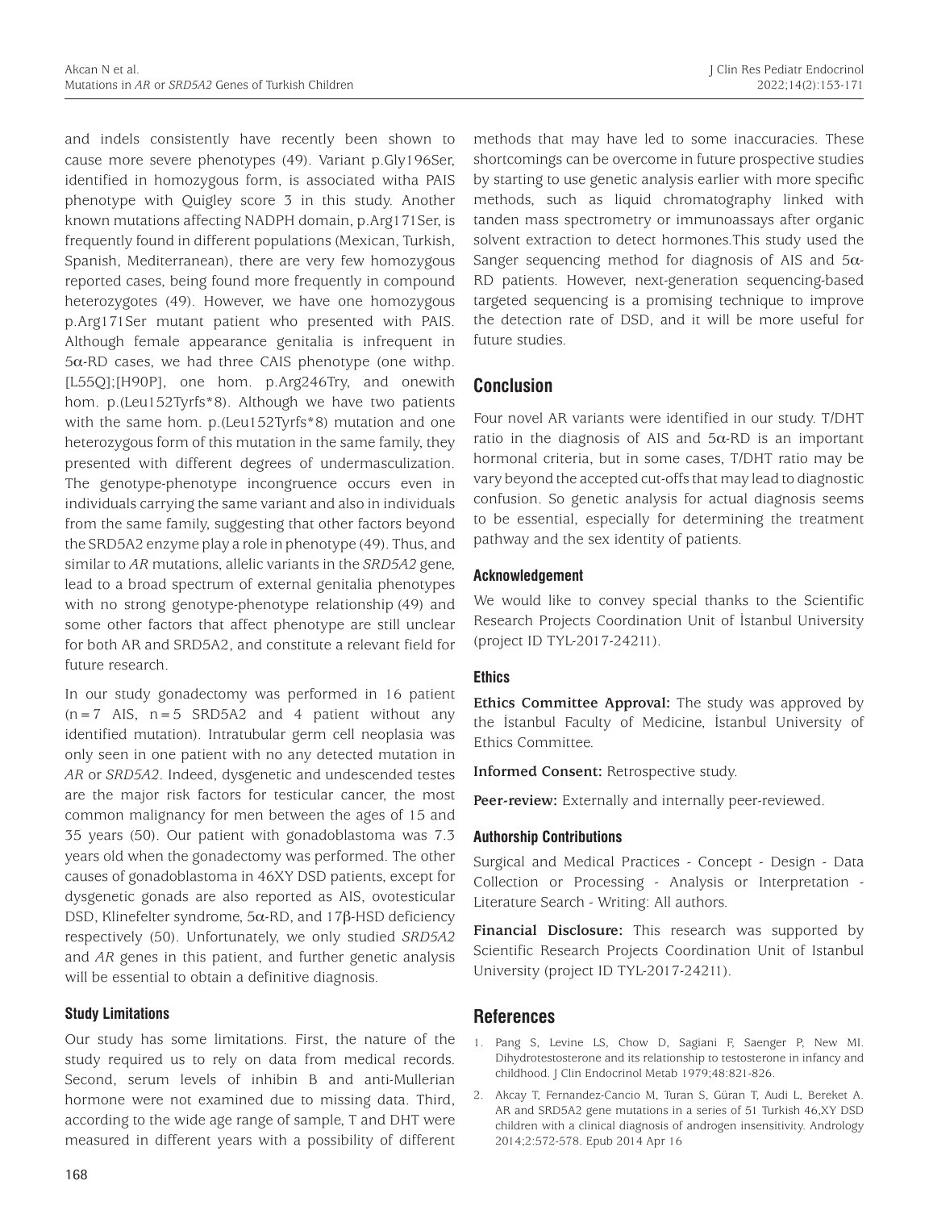and indels consistently have recently been shown to cause more severe phenotypes (49). Variant p.Gly196Ser, identified in homozygous form, is associated witha PAIS phenotype with Quigley score 3 in this study. Another known mutations affecting NADPH domain, p.Arg171Ser, is frequently found in different populations (Mexican, Turkish, Spanish, Mediterranean), there are very few homozygous reported cases, being found more frequently in compound heterozygotes (49). However, we have one homozygous p.Arg171Ser mutant patient who presented with PAIS. Although female appearance genitalia is infrequent in 5α-RD cases, we had three CAIS phenotype (one withp. [L55Q];[H90P], one hom. p.Arg246Try, and onewith hom. p.(Leu152Tyrfs*8). Although we have two patients with the same hom. p.(Leu152Tyrfs*8) mutation and one heterozygous form of this mutation in the same family, they presented with different degrees of undermasculization. The genotype-phenotype incongruence occurs even in individuals carrying the same variant and also in individuals from the same family, suggesting that other factors beyond the SRD5A2 enzyme play a role in phenotype (49). Thus, and similar to *AR* mutations, allelic variants in the *SRD5A2* gene, lead to a broad spectrum of external genitalia phenotypes with no strong genotype-phenotype relationship (49) and some other factors that affect phenotype are still unclear for both AR and SRD5A2, and constitute a relevant field for future research.

In our study gonadectomy was performed in 16 patient (n=7 AIS, n=5 SRD5A2 and 4 patient without any identified mutation). Intratubular germ cell neoplasia was only seen in one patient with no any detected mutation in *AR* or *SRD5A2*. Indeed, dysgenetic and undescended testes are the major risk factors for testicular cancer, the most common malignancy for men between the ages of 15 and 35 years (50). Our patient with gonadoblastoma was 7.3 years old when the gonadectomy was performed. The other causes of gonadoblastoma in 46XY DSD patients, except for dysgenetic gonads are also reported as AIS, ovotesticular DSD, Klinefelter syndrome, 5α-RD, and 17β-HSD deficiency respectively (50). Unfortunately, we only studied *SRD5A2* and *AR* genes in this patient, and further genetic analysis will be essential to obtain a definitive diagnosis.

### Study Limitations

Our study has some limitations. First, the nature of the study required us to rely on data from medical records. Second, serum levels of inhibin B and anti-Mullerian hormone were not examined due to missing data. Third, according to the wide age range of sample, T and DHT were measured in different years with a possibility of different methods that may have led to some inaccuracies. These shortcomings can be overcome in future prospective studies by starting to use genetic analysis earlier with more specific methods, such as liquid chromatography linked with tanden mass spectrometry or immunoassays after organic solvent extraction to detect hormones.This study used the Sanger sequencing method for diagnosis of AIS and 5α-RD patients. However, next-generation sequencing-based targeted sequencing is a promising technique to improve the detection rate of DSD, and it will be more useful for future studies.

## Conclusion

Four novel AR variants were identified in our study. T/DHT ratio in the diagnosis of AIS and 5α-RD is an important hormonal criteria, but in some cases, T/DHT ratio may be vary beyond the accepted cut-offs that may lead to diagnostic confusion. So genetic analysis for actual diagnosis seems to be essential, especially for determining the treatment pathway and the sex identity of patients.

### Acknowledgement

We would like to convey special thanks to the Scientific Research Projects Coordination Unit of İstanbul University (project ID TYL-2017-24211).

### Ethics

**Ethics Committee Approval:** The study was approved by the İstanbul Faculty of Medicine, İstanbul University of Ethics Committee.

**Informed Consent:** Retrospective study.

**Peer-review:** Externally and internally peer-reviewed.

### Authorship Contributions

Surgical and Medical Practices - Concept - Design - Data Collection or Processing - Analysis or Interpretation - Literature Search - Writing: All authors.

**Financial Disclosure:** This research was supported by Scientific Research Projects Coordination Unit of Istanbul University (project ID TYL-2017-24211).

## References

1. Pang S, Levine LS, Chow D, Sagiani F, Saenger P, New MI. Dihydrotestosterone and its relationship to testosterone in infancy and childhood. J Clin Endocrinol Metab 1979;48:821-826.
2. Akcay T, Fernandez-Cancio M, Turan S, Güran T, Audi L, Bereket A. AR and SRD5A2 gene mutations in a series of 51 Turkish 46,XY DSD children with a clinical diagnosis of androgen insensitivity. Andrology 2014;2:572-578. Epub 2014 Apr 16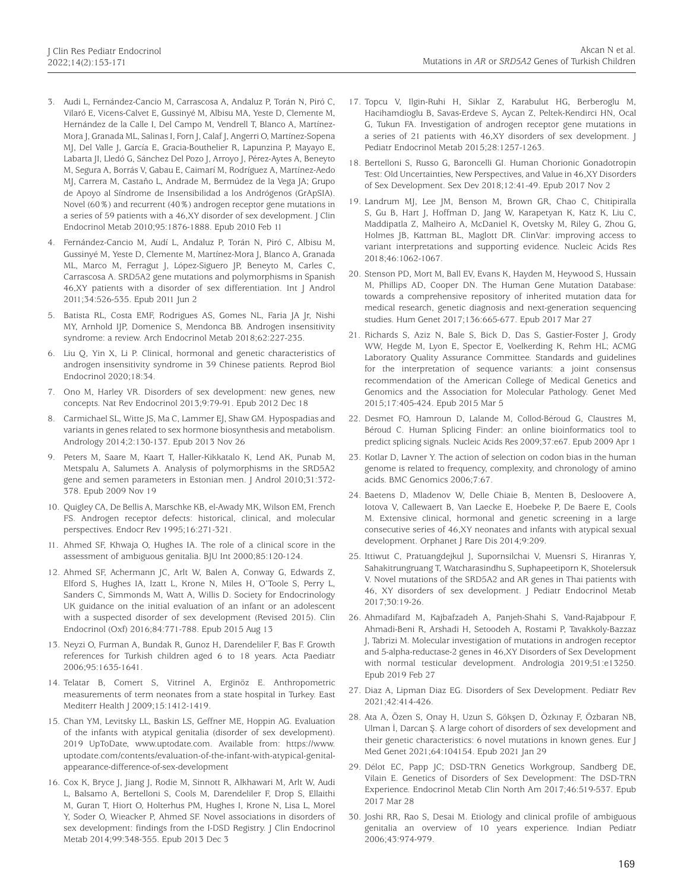3. Audi L, Fernández-Cancio M, Carrascosa A, Andaluz P, Torán N, Piró C, Vilaró E, Vicens-Calvet E, Gussinyé M, Albisu MA, Yeste D, Clemente M, Hernández de la Calle I, Del Campo M, Vendrell T, Blanco A, Martínez-Mora J, Granada ML, Salinas I, Forn J, Calaf J, Angerri O, Martínez-Sopena MJ, Del Valle J, García E, Gracia-Bouthelier R, Lapunzina P, Mayayo E, Labarta JI, Lledó G, Sánchez Del Pozo J, Arroyo J, Pérez-Aytes A, Beneyto M, Segura A, Borrás V, Gabau E, Caimarí M, Rodríguez A, Martínez-Aedo MJ, Carrera M, Castaño L, Andrade M, Bermúdez de la Vega JA; Grupo de Apoyo al Síndrome de Insensibilidad a los Andrógenos (GrApSIA). Novel (60%) and recurrent (40%) androgen receptor gene mutations in a series of 59 patients with a 46,XY disorder of sex development. J Clin Endocrinol Metab 2010;95:1876-1888. Epub 2010 Feb 11

4. Fernández-Cancio M, Audí L, Andaluz P, Torán N, Piró C, Albisu M, Gussinyé M, Yeste D, Clemente M, Martínez-Mora J, Blanco A, Granada ML, Marco M, Ferragut J, López-Siguero JP, Beneyto M, Carles C, Carrascosa A. SRD5A2 gene mutations and polymorphisms in Spanish 46,XY patients with a disorder of sex differentiation. Int J Androl 2011;34:526-535. Epub 2011 Jun 2

5. Batista RL, Costa EMF, Rodrigues AS, Gomes NL, Faria JA Jr, Nishi MY, Arnhold IJP, Domenice S, Mendonca BB. Androgen insensitivity syndrome: a review. Arch Endocrinol Metab 2018;62:227-235.

6. Liu Q, Yin X, Li P. Clinical, hormonal and genetic characteristics of androgen insensitivity syndrome in 39 Chinese patients. Reprod Biol Endocrinol 2020;18:34.

7. Ono M, Harley VR. Disorders of sex development: new genes, new concepts. Nat Rev Endocrinol 2013;9:79-91. Epub 2012 Dec 18

8. Carmichael SL, Witte JS, Ma C, Lammer EJ, Shaw GM. Hypospadias and variants in genes related to sex hormone biosynthesis and metabolism. Andrology 2014;2:130-137. Epub 2013 Nov 26

9. Peters M, Saare M, Kaart T, Haller-Kikkatalo K, Lend AK, Punab M, Metspalu A, Salumets A. Analysis of polymorphisms in the SRD5A2 gene and semen parameters in Estonian men. J Androl 2010;31:372-378. Epub 2009 Nov 19

10. Quigley CA, De Bellis A, Marschke KB, el-Awady MK, Wilson EM, French FS. Androgen receptor defects: historical, clinical, and molecular perspectives. Endocr Rev 1995;16:271-321.

11. Ahmed SF, Khwaja O, Hughes IA. The role of a clinical score in the assessment of ambiguous genitalia. BJU Int 2000;85:120-124.

12. Ahmed SF, Achermann JC, Arlt W, Balen A, Conway G, Edwards Z, Elford S, Hughes IA, Izatt L, Krone N, Miles H, O'Toole S, Perry L, Sanders C, Simmonds M, Watt A, Willis D. Society for Endocrinology UK guidance on the initial evaluation of an infant or an adolescent with a suspected disorder of sex development (Revised 2015). Clin Endocrinol (Oxf) 2016;84:771-788. Epub 2015 Aug 13

13. Neyzi O, Furman A, Bundak R, Gunoz H, Darendeliler F, Bas F. Growth references for Turkish children aged 6 to 18 years. Acta Paediatr 2006;95:1635-1641.

14. Telatar B, Comert S, Vitrinel A, Erginöz E. Anthropometric measurements of term neonates from a state hospital in Turkey. East Mediterr Health J 2009;15:1412-1419.

15. Chan YM, Levitsky LL, Baskin LS, Geffner ME, Hoppin AG. Evaluation of the infants with atypical genitalia (disorder of sex development). 2019 UpToDate, www.uptodate.com. Available from: https://www.uptodate.com/contents/evaluation-of-the-infant-with-atypical-genital-appearance-difference-of-sex-development

16. Cox K, Bryce J, Jiang J, Rodie M, Sinnott R, Alkhawari M, Arlt W, Audi L, Balsamo A, Bertelloni S, Cools M, Darendeliler F, Drop S, Ellaithi M, Guran T, Hiort O, Holterhus PM, Hughes I, Krone N, Lisa L, Morel Y, Soder O, Wieacker P, Ahmed SF. Novel associations in disorders of sex development: findings from the I-DSD Registry. J Clin Endocrinol Metab 2014;99:348-355. Epub 2013 Dec 3

17. Topcu V, Ilgin-Ruhi H, Siklar Z, Karabulut HG, Berberoglu M, Hacihamdioglu B, Savas-Erdeve S, Aycan Z, Peltek-Kendirci HN, Ocal G, Tukun FA. Investigation of androgen receptor gene mutations in a series of 21 patients with 46,XY disorders of sex development. J Pediatr Endocrinol Metab 2015;28:1257-1263.

18. Bertelloni S, Russo G, Baroncelli GI. Human Chorionic Gonadotropin Test: Old Uncertainties, New Perspectives, and Value in 46,XY Disorders of Sex Development. Sex Dev 2018;12:41-49. Epub 2017 Nov 2

19. Landrum MJ, Lee JM, Benson M, Brown GR, Chao C, Chitipiralla S, Gu B, Hart J, Hoffman D, Jang W, Karapetyan K, Katz K, Liu C, Maddipatla Z, Malheiro A, McDaniel K, Ovetsky M, Riley G, Zhou G, Holmes JB, Kattman BL, Maglott DR. ClinVar: improving access to variant interpretations and supporting evidence. Nucleic Acids Res 2018;46:1062-1067.

20. Stenson PD, Mort M, Ball EV, Evans K, Hayden M, Heywood S, Hussain M, Phillips AD, Cooper DN. The Human Gene Mutation Database: towards a comprehensive repository of inherited mutation data for medical research, genetic diagnosis and next-generation sequencing studies. Hum Genet 2017;136:665-677. Epub 2017 Mar 27

21. Richards S, Aziz N, Bale S, Bick D, Das S, Gastier-Foster J, Grody WW, Hegde M, Lyon E, Spector E, Voelkerding K, Rehm HL; ACMG Laboratory Quality Assurance Committee. Standards and guidelines for the interpretation of sequence variants: a joint consensus recommendation of the American College of Medical Genetics and Genomics and the Association for Molecular Pathology. Genet Med 2015;17:405-424. Epub 2015 Mar 5

22. Desmet FO, Hamroun D, Lalande M, Collod-Béroud G, Claustres M, Béroud C. Human Splicing Finder: an online bioinformatics tool to predict splicing signals. Nucleic Acids Res 2009;37:e67. Epub 2009 Apr 1

23. Kotlar D, Lavner Y. The action of selection on codon bias in the human genome is related to frequency, complexity, and chronology of amino acids. BMC Genomics 2006;7:67.

24. Baetens D, Mladenov W, Delle Chiaie B, Menten B, Desloovere A, Iotova V, Callewaert B, Van Laecke E, Hoebeke P, De Baere E, Cools M. Extensive clinical, hormonal and genetic screening in a large consecutive series of 46,XY neonates and infants with atypical sexual development. Orphanet J Rare Dis 2014;9:209.

25. Ittiwut C, Pratuangdejkul J, Supornsilchai V, Muensri S, Hiranras Y, Sahakitrungruang T, Watcharasindhu S, Suphapeetiporn K, Shotelersuk V. Novel mutations of the SRD5A2 and AR genes in Thai patients with 46, XY disorders of sex development. J Pediatr Endocrinol Metab 2017;30:19-26.

26. Ahmadifard M, Kajbafzadeh A, Panjeh-Shahi S, Vand-Rajabpour F, Ahmadi-Beni R, Arshadi H, Setoodeh A, Rostami P, Tavakkoly-Bazzaz J, Tabrizi M. Molecular investigation of mutations in androgen receptor and 5-alpha-reductase-2 genes in 46,XY Disorders of Sex Development with normal testicular development. Andrologia 2019;51:e13250. Epub 2019 Feb 27

27. Diaz A, Lipman Diaz EG. Disorders of Sex Development. Pediatr Rev 2021;42:414-426.

28. Ata A, Özen S, Onay H, Uzun S, Gökşen D, Özkınay F, Özbaran NB, Ulman İ, Darcan Ş. A large cohort of disorders of sex development and their genetic characteristics: 6 novel mutations in known genes. Eur J Med Genet 2021;64:104154. Epub 2021 Jan 29

29. Délot EC, Papp JC; DSD-TRN Genetics Workgroup, Sandberg DE, Vilain E. Genetics of Disorders of Sex Development: The DSD-TRN Experience. Endocrinol Metab Clin North Am 2017;46:519-537. Epub 2017 Mar 28

30. Joshi RR, Rao S, Desai M. Etiology and clinical profile of ambiguous genitalia an overview of 10 years experience. Indian Pediatr 2006;43:974-979.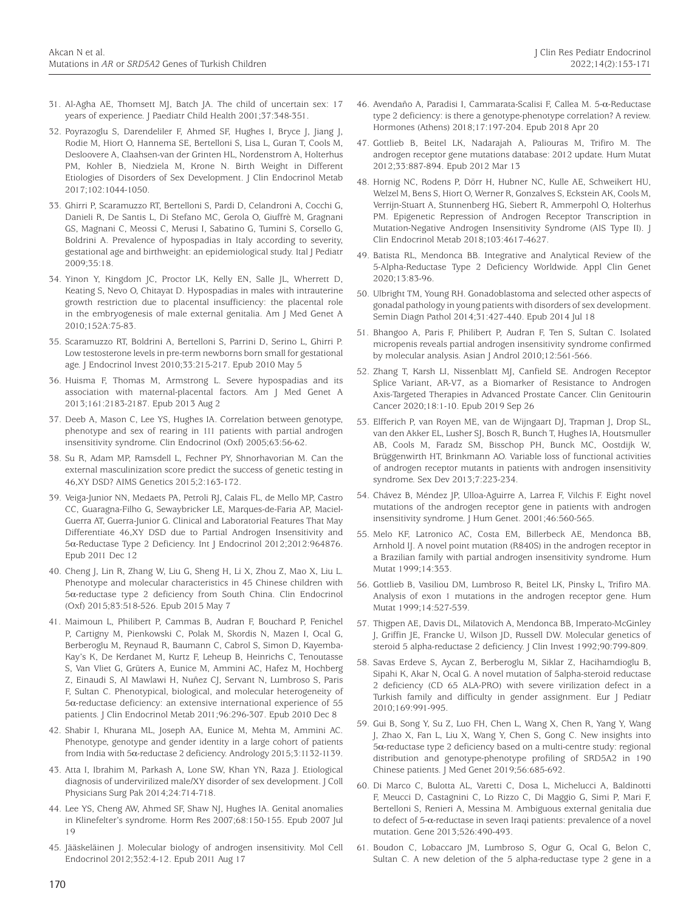31. Al-Agha AE, Thomsett MJ, Batch JA. The child of uncertain sex: 17 years of experience. J Paediatr Child Health 2001;37:348-351.

32. Poyrazoglu S, Darendeliler F, Ahmed SF, Hughes I, Bryce J, Jiang J, Rodie M, Hiort O, Hannema SE, Bertelloni S, Lisa L, Guran T, Cools M, Desloovere A, Claahsen-van der Grinten HL, Nordenstrom A, Holterhus PM, Kohler B, Niedziela M, Krone N. Birth Weight in Different Etiologies of Disorders of Sex Development. J Clin Endocrinol Metab 2017;102:1044-1050.

33. Ghirri P, Scaramuzzo RT, Bertelloni S, Pardi D, Celandroni A, Cocchi G, Danieli R, De Santis L, Di Stefano MC, Gerola O, Giuffrè M, Gragnani GS, Magnani C, Meossi C, Merusi I, Sabatino G, Tumini S, Corsello G, Boldrini A. Prevalence of hypospadias in Italy according to severity, gestational age and birthweight: an epidemiological study. Ital J Pediatr 2009;35:18.

34. Yinon Y, Kingdom JC, Proctor LK, Kelly EN, Salle JL, Wherrett D, Keating S, Nevo O, Chitayat D. Hypospadias in males with intrauterine growth restriction due to placental insufficiency: the placental role in the embryogenesis of male external genitalia. Am J Med Genet A 2010;152A:75-83.

35. Scaramuzzo RT, Boldrini A, Bertelloni S, Parrini D, Serino L, Ghirri P. Low testosterone levels in pre-term newborns born small for gestational age. J Endocrinol Invest 2010;33:215-217. Epub 2010 May 5

36. Huisma F, Thomas M, Armstrong L. Severe hypospadias and its association with maternal-placental factors. Am J Med Genet A 2013;161:2183-2187. Epub 2013 Aug 2

37. Deeb A, Mason C, Lee YS, Hughes IA. Correlation between genotype, phenotype and sex of rearing in 111 patients with partial androgen insensitivity syndrome. Clin Endocrinol (Oxf) 2005;63:56-62.

38. Su R, Adam MP, Ramsdell L, Fechner PY, Shnorhavorian M. Can the external masculinization score predict the success of genetic testing in 46,XY DSD? AIMS Genetics 2015;2:163-172.

39. Veiga-Junior NN, Medaets PA, Petroli RJ, Calais FL, de Mello MP, Castro CC, Guaragna-Filho G, Sewaybricker LE, Marques-de-Faria AP, Maciel-Guerra AT, Guerra-Junior G. Clinical and Laboratorial Features That May Differentiate 46,XY DSD due to Partial Androgen Insensitivity and 5α-Reductase Type 2 Deficiency. Int J Endocrinol 2012;2012:964876. Epub 2011 Dec 12

40. Cheng J, Lin R, Zhang W, Liu G, Sheng H, Li X, Zhou Z, Mao X, Liu L. Phenotype and molecular characteristics in 45 Chinese children with 5α-reductase type 2 deficiency from South China. Clin Endocrinol (Oxf) 2015;83:518-526. Epub 2015 May 7

41. Maimoun L, Philibert P, Cammas B, Audran F, Bouchard P, Fenichel P, Cartigny M, Pienkowski C, Polak M, Skordis N, Mazen I, Ocal G, Berberoglu M, Reynaud R, Baumann C, Cabrol S, Simon D, Kayemba-Kay's K, De Kerdanet M, Kurtz F, Leheup B, Heinrichs C, Tenoutasse S, Van Vliet G, Grüters A, Eunice M, Ammini AC, Hafez M, Hochberg Z, Einaudi S, Al Mawlawi H, Nuñez CJ, Servant N, Lumbroso S, Paris F, Sultan C. Phenotypical, biological, and molecular heterogeneity of 5α-reductase deficiency: an extensive international experience of 55 patients. J Clin Endocrinol Metab 2011;96:296-307. Epub 2010 Dec 8

42. Shabir I, Khurana ML, Joseph AA, Eunice M, Mehta M, Ammini AC. Phenotype, genotype and gender identity in a large cohort of patients from India with 5α-reductase 2 deficiency. Andrology 2015;3:1132-1139.

43. Atta I, Ibrahim M, Parkash A, Lone SW, Khan YN, Raza J. Etiological diagnosis of undervirilized male/XY disorder of sex development. J Coll Physicians Surg Pak 2014;24:714-718.

44. Lee YS, Cheng AW, Ahmed SF, Shaw NJ, Hughes IA. Genital anomalies in Klinefelter's syndrome. Horm Res 2007;68:150-155. Epub 2007 Jul 19

45. Jääskeläinen J. Molecular biology of androgen insensitivity. Mol Cell Endocrinol 2012;352:4-12. Epub 2011 Aug 17

46. Avendaño A, Paradisi I, Cammarata-Scalisi F, Callea M. 5-α-Reductase type 2 deficiency: is there a genotype-phenotype correlation? A review. Hormones (Athens) 2018;17:197-204. Epub 2018 Apr 20

47. Gottlieb B, Beitel LK, Nadarajah A, Paliouras M, Trifiro M. The androgen receptor gene mutations database: 2012 update. Hum Mutat 2012;33:887-894. Epub 2012 Mar 13

48. Hornig NC, Rodens P, Dörr H, Hubner NC, Kulle AE, Schweikert HU, Welzel M, Bens S, Hiort O, Werner R, Gonzalves S, Eckstein AK, Cools M, Verrijn-Stuart A, Stunnenberg HG, Siebert R, Ammerpohl O, Holterhus PM. Epigenetic Repression of Androgen Receptor Transcription in Mutation-Negative Androgen Insensitivity Syndrome (AIS Type II). J Clin Endocrinol Metab 2018;103:4617-4627.

49. Batista RL, Mendonca BB. Integrative and Analytical Review of the 5-Alpha-Reductase Type 2 Deficiency Worldwide. Appl Clin Genet 2020;13:83-96.

50. Ulbright TM, Young RH. Gonadoblastoma and selected other aspects of gonadal pathology in young patients with disorders of sex development. Semin Diagn Pathol 2014;31:427-440. Epub 2014 Jul 18

51. Bhangoo A, Paris F, Philibert P, Audran F, Ten S, Sultan C. Isolated micropenis reveals partial androgen insensitivity syndrome confirmed by molecular analysis. Asian J Androl 2010;12:561-566.

52. Zhang T, Karsh LI, Nissenblatt MJ, Canfield SE. Androgen Receptor Splice Variant, AR-V7, as a Biomarker of Resistance to Androgen Axis-Targeted Therapies in Advanced Prostate Cancer. Clin Genitourin Cancer 2020;18:1-10. Epub 2019 Sep 26

53. Elfferich P, van Royen ME, van de Wijngaart DJ, Trapman J, Drop SL, van den Akker EL, Lusher SJ, Bosch R, Bunch T, Hughes IA, Houtsmuller AB, Cools M, Faradz SM, Bisschop PH, Bunck MC, Oostdijk W, Brüggenwirth HT, Brinkmann AO. Variable loss of functional activities of androgen receptor mutants in patients with androgen insensitivity syndrome. Sex Dev 2013;7:223-234.

54. Chávez B, Méndez JP, Ulloa-Aguirre A, Larrea F, Vilchis F. Eight novel mutations of the androgen receptor gene in patients with androgen insensitivity syndrome. J Hum Genet. 2001;46:560-565.

55. Melo KF, Latronico AC, Costa EM, Billerbeck AE, Mendonca BB, Arnhold IJ. A novel point mutation (R840S) in the androgen receptor in a Brazilian family with partial androgen insensitivity syndrome. Hum Mutat 1999;14:353.

56. Gottlieb B, Vasiliou DM, Lumbroso R, Beitel LK, Pinsky L, Trifiro MA. Analysis of exon 1 mutations in the androgen receptor gene. Hum Mutat 1999;14:527-539.

57. Thigpen AE, Davis DL, Milatovich A, Mendonca BB, Imperato-McGinley J, Griffin JE, Francke U, Wilson JD, Russell DW. Molecular genetics of steroid 5 alpha-reductase 2 deficiency. J Clin Invest 1992;90:799-809.

58. Savas Erdeve S, Aycan Z, Berberoglu M, Siklar Z, Hacihamdioglu B, Sipahi K, Akar N, Ocal G. A novel mutation of 5alpha-steroid reductase 2 deficiency (CD 65 ALA-PRO) with severe virilization defect in a Turkish family and difficulty in gender assignment. Eur J Pediatr 2010;169:991-995.

59. Gui B, Song Y, Su Z, Luo FH, Chen L, Wang X, Chen R, Yang Y, Wang J, Zhao X, Fan L, Liu X, Wang Y, Chen S, Gong C. New insights into 5α-reductase type 2 deficiency based on a multi-centre study: regional distribution and genotype-phenotype profiling of SRD5A2 in 190 Chinese patients. J Med Genet 2019;56:685-692.

60. Di Marco C, Bulotta AL, Varetti C, Dosa L, Michelucci A, Baldinotti F, Meucci D, Castagnini C, Lo Rizzo C, Di Maggio G, Simi P, Mari F, Bertelloni S, Renieri A, Messina M. Ambiguous external genitalia due to defect of 5-α-reductase in seven Iraqi patients: prevalence of a novel mutation. Gene 2013;526:490-493.

61. Boudon C, Lobaccaro JM, Lumbroso S, Ogur G, Ocal G, Belon C, Sultan C. A new deletion of the 5 alpha-reductase type 2 gene in a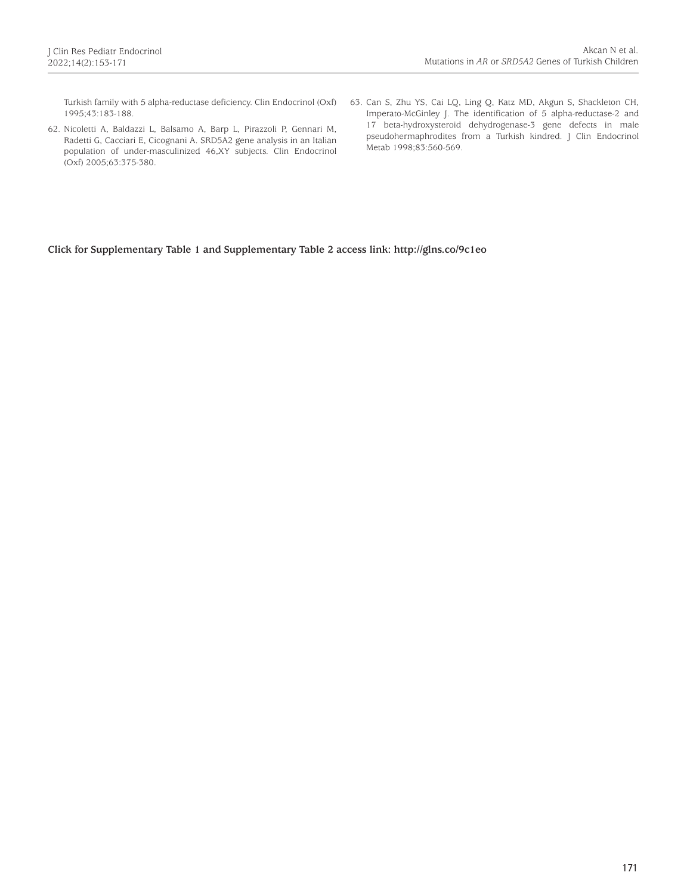Turkish family with 5 alpha-reductase deficiency. Clin Endocrinol (Oxf) 1995;43:183-188.

62. Nicoletti A, Baldazzi L, Balsamo A, Barp L, Pirazzoli P, Gennari M, Radetti G, Cacciari E, Cicognani A. SRD5A2 gene analysis in an Italian population of under-masculinized 46,XY subjects. Clin Endocrinol (Oxf) 2005;63:375-380.

63. Can S, Zhu YS, Cai LQ, Ling Q, Katz MD, Akgun S, Shackleton CH, Imperato-McGinley J. The identification of 5 alpha-reductase-2 and 17 beta-hydroxysteroid dehydrogenase-3 gene defects in male pseudohermaphrodites from a Turkish kindred. J Clin Endocrinol Metab 1998;83:560-569.

**Click for Supplementary Table 1 and Supplementary Table 2 access link: http://glns.co/9c1eo**